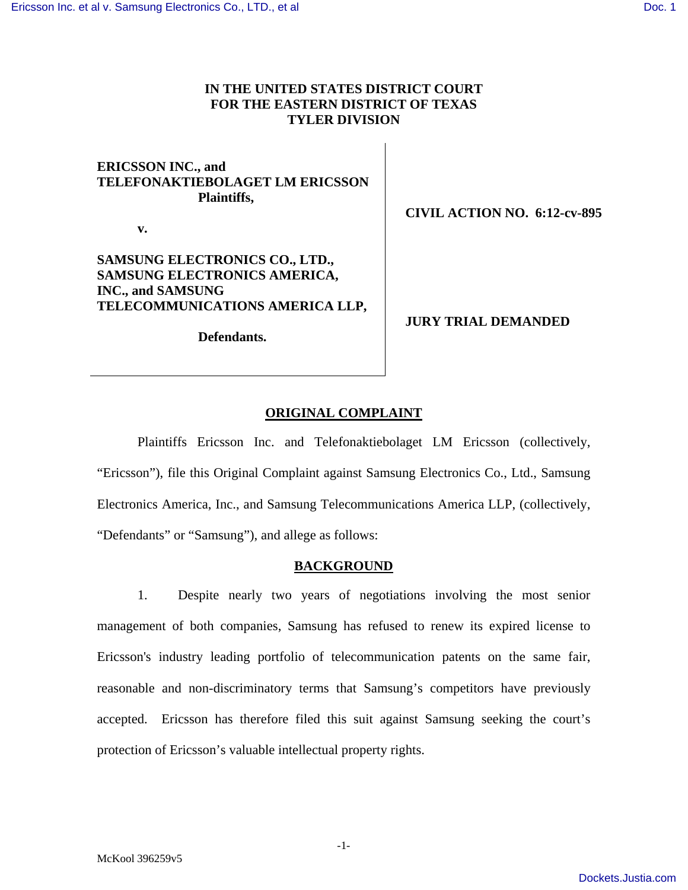**IN THE UNITED STATES DISTRICT COURT**
**FOR THE EASTERN DISTRICT OF TEXAS**
**TYLER DIVISION**

| | |
|---|---|
| **ERICSSON INC., and TELEFONAKTIEBOLAGET LM ERICSSON** **Plaintiffs,** | **CIVIL ACTION NO. 6:12-cv-895** |
| **v.** | |
| **SAMSUNG ELECTRONICS CO., LTD., SAMSUNG ELECTRONICS AMERICA, INC., and SAMSUNG TELECOMMUNICATIONS AMERICA LLP,** | **JURY TRIAL DEMANDED** |
| **Defendants.** | |

## ORIGINAL COMPLAINT

Plaintiffs Ericsson Inc. and Telefonaktiebolaget LM Ericsson (collectively, "Ericsson"), file this Original Complaint against Samsung Electronics Co., Ltd., Samsung Electronics America, Inc., and Samsung Telecommunications America LLP, (collectively, "Defendants" or "Samsung"), and allege as follows:

## BACKGROUND

1. Despite nearly two years of negotiations involving the most senior management of both companies, Samsung has refused to renew its expired license to Ericsson's industry leading portfolio of telecommunication patents on the same fair, reasonable and non-discriminatory terms that Samsung's competitors have previously accepted. Ericsson has therefore filed this suit against Samsung seeking the court's protection of Ericsson's valuable intellectual property rights.

McKool 396259v5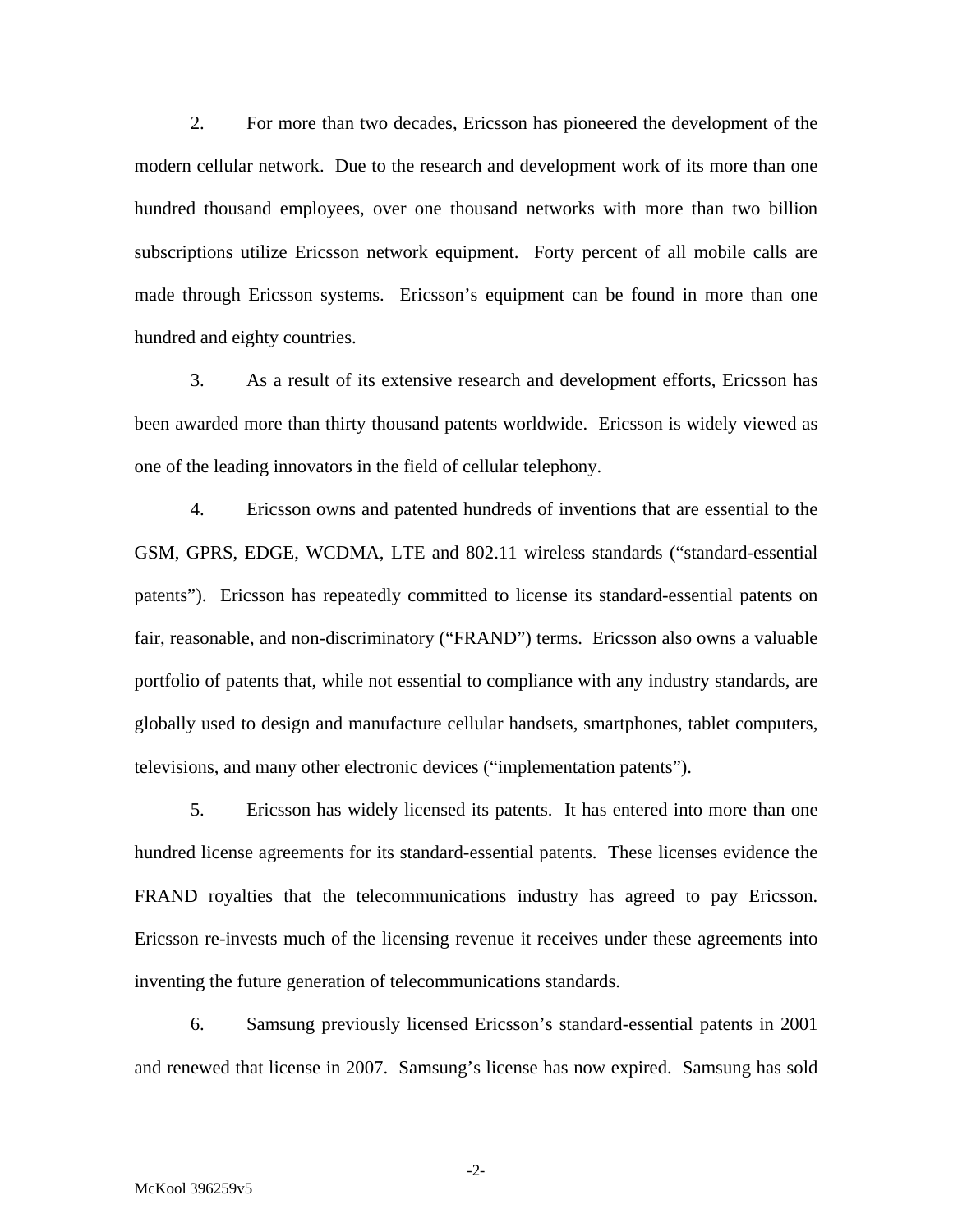2. For more than two decades, Ericsson has pioneered the development of the modern cellular network. Due to the research and development work of its more than one hundred thousand employees, over one thousand networks with more than two billion subscriptions utilize Ericsson network equipment. Forty percent of all mobile calls are made through Ericsson systems. Ericsson's equipment can be found in more than one hundred and eighty countries.

3. As a result of its extensive research and development efforts, Ericsson has been awarded more than thirty thousand patents worldwide. Ericsson is widely viewed as one of the leading innovators in the field of cellular telephony.

4. Ericsson owns and patented hundreds of inventions that are essential to the GSM, GPRS, EDGE, WCDMA, LTE and 802.11 wireless standards ("standard-essential patents"). Ericsson has repeatedly committed to license its standard-essential patents on fair, reasonable, and non-discriminatory ("FRAND") terms. Ericsson also owns a valuable portfolio of patents that, while not essential to compliance with any industry standards, are globally used to design and manufacture cellular handsets, smartphones, tablet computers, televisions, and many other electronic devices ("implementation patents").

5. Ericsson has widely licensed its patents. It has entered into more than one hundred license agreements for its standard-essential patents. These licenses evidence the FRAND royalties that the telecommunications industry has agreed to pay Ericsson. Ericsson re-invests much of the licensing revenue it receives under these agreements into inventing the future generation of telecommunications standards.

6. Samsung previously licensed Ericsson's standard-essential patents in 2001 and renewed that license in 2007. Samsung's license has now expired. Samsung has sold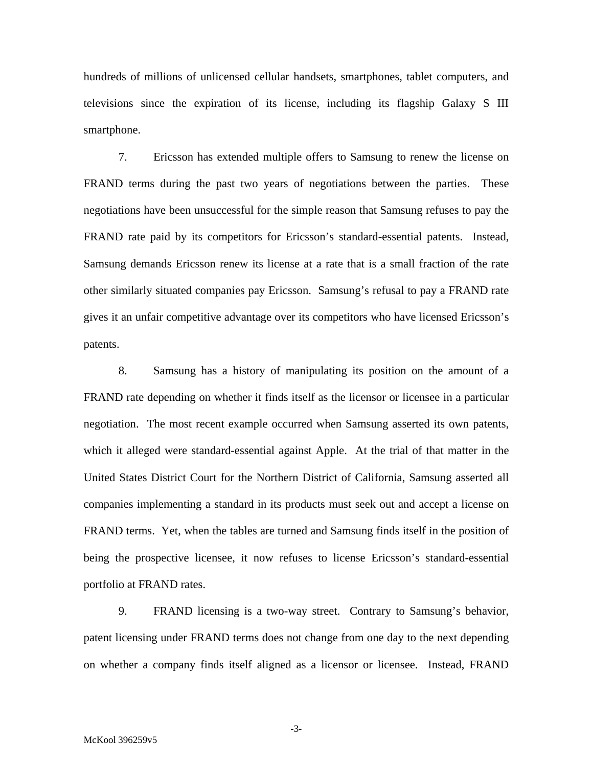hundreds of millions of unlicensed cellular handsets, smartphones, tablet computers, and televisions since the expiration of its license, including its flagship Galaxy S III smartphone.

7. Ericsson has extended multiple offers to Samsung to renew the license on FRAND terms during the past two years of negotiations between the parties. These negotiations have been unsuccessful for the simple reason that Samsung refuses to pay the FRAND rate paid by its competitors for Ericsson's standard-essential patents. Instead, Samsung demands Ericsson renew its license at a rate that is a small fraction of the rate other similarly situated companies pay Ericsson. Samsung's refusal to pay a FRAND rate gives it an unfair competitive advantage over its competitors who have licensed Ericsson's patents.

8. Samsung has a history of manipulating its position on the amount of a FRAND rate depending on whether it finds itself as the licensor or licensee in a particular negotiation. The most recent example occurred when Samsung asserted its own patents, which it alleged were standard-essential against Apple. At the trial of that matter in the United States District Court for the Northern District of California, Samsung asserted all companies implementing a standard in its products must seek out and accept a license on FRAND terms. Yet, when the tables are turned and Samsung finds itself in the position of being the prospective licensee, it now refuses to license Ericsson's standard-essential portfolio at FRAND rates.

9. FRAND licensing is a two-way street. Contrary to Samsung's behavior, patent licensing under FRAND terms does not change from one day to the next depending on whether a company finds itself aligned as a licensor or licensee. Instead, FRAND

McKool 396259v5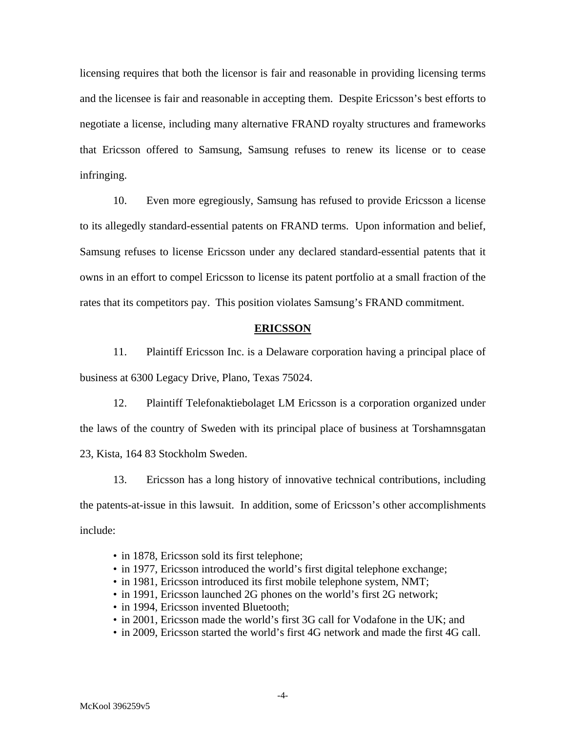licensing requires that both the licensor is fair and reasonable in providing licensing terms and the licensee is fair and reasonable in accepting them. Despite Ericsson's best efforts to negotiate a license, including many alternative FRAND royalty structures and frameworks that Ericsson offered to Samsung, Samsung refuses to renew its license or to cease infringing.

10. Even more egregiously, Samsung has refused to provide Ericsson a license to its allegedly standard-essential patents on FRAND terms. Upon information and belief, Samsung refuses to license Ericsson under any declared standard-essential patents that it owns in an effort to compel Ericsson to license its patent portfolio at a small fraction of the rates that its competitors pay. This position violates Samsung's FRAND commitment.

## ERICSSON

11. Plaintiff Ericsson Inc. is a Delaware corporation having a principal place of business at 6300 Legacy Drive, Plano, Texas 75024.

12. Plaintiff Telefonaktiebolaget LM Ericsson is a corporation organized under the laws of the country of Sweden with its principal place of business at Torshamnsgatan 23, Kista, 164 83 Stockholm Sweden.

13. Ericsson has a long history of innovative technical contributions, including the patents-at-issue in this lawsuit. In addition, some of Ericsson's other accomplishments include:

- in 1878, Ericsson sold its first telephone;
- in 1977, Ericsson introduced the world's first digital telephone exchange;
- in 1981, Ericsson introduced its first mobile telephone system, NMT;
- in 1991, Ericsson launched 2G phones on the world's first 2G network;
- in 1994, Ericsson invented Bluetooth;
- in 2001, Ericsson made the world's first 3G call for Vodafone in the UK; and
- in 2009, Ericsson started the world's first 4G network and made the first 4G call.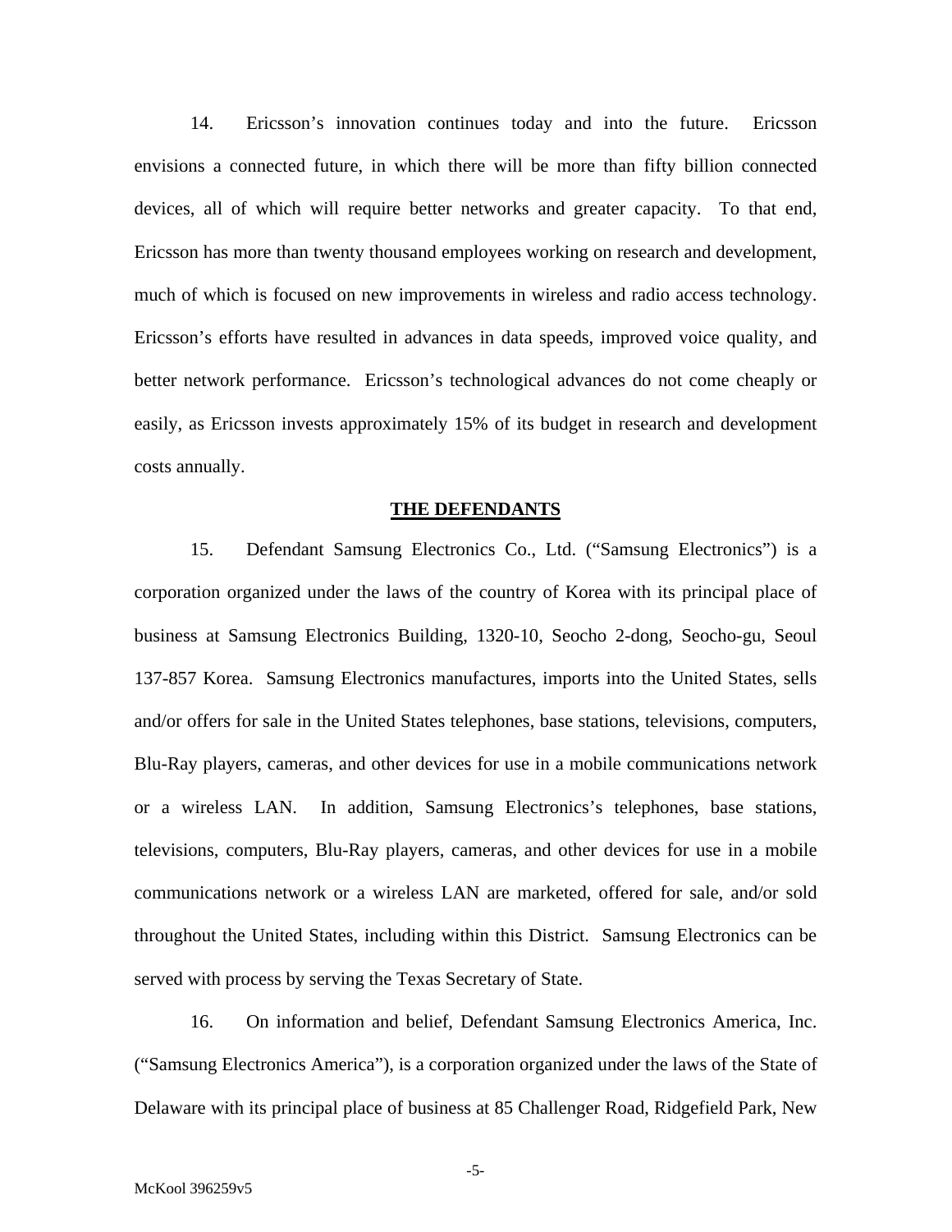14. Ericsson's innovation continues today and into the future. Ericsson envisions a connected future, in which there will be more than fifty billion connected devices, all of which will require better networks and greater capacity. To that end, Ericsson has more than twenty thousand employees working on research and development, much of which is focused on new improvements in wireless and radio access technology. Ericsson's efforts have resulted in advances in data speeds, improved voice quality, and better network performance. Ericsson's technological advances do not come cheaply or easily, as Ericsson invests approximately 15% of its budget in research and development costs annually.

## THE DEFENDANTS

15. Defendant Samsung Electronics Co., Ltd. ("Samsung Electronics") is a corporation organized under the laws of the country of Korea with its principal place of business at Samsung Electronics Building, 1320-10, Seocho 2-dong, Seocho-gu, Seoul 137-857 Korea. Samsung Electronics manufactures, imports into the United States, sells and/or offers for sale in the United States telephones, base stations, televisions, computers, Blu-Ray players, cameras, and other devices for use in a mobile communications network or a wireless LAN. In addition, Samsung Electronics's telephones, base stations, televisions, computers, Blu-Ray players, cameras, and other devices for use in a mobile communications network or a wireless LAN are marketed, offered for sale, and/or sold throughout the United States, including within this District. Samsung Electronics can be served with process by serving the Texas Secretary of State.

16. On information and belief, Defendant Samsung Electronics America, Inc. ("Samsung Electronics America"), is a corporation organized under the laws of the State of Delaware with its principal place of business at 85 Challenger Road, Ridgefield Park, New

McKool 396259v5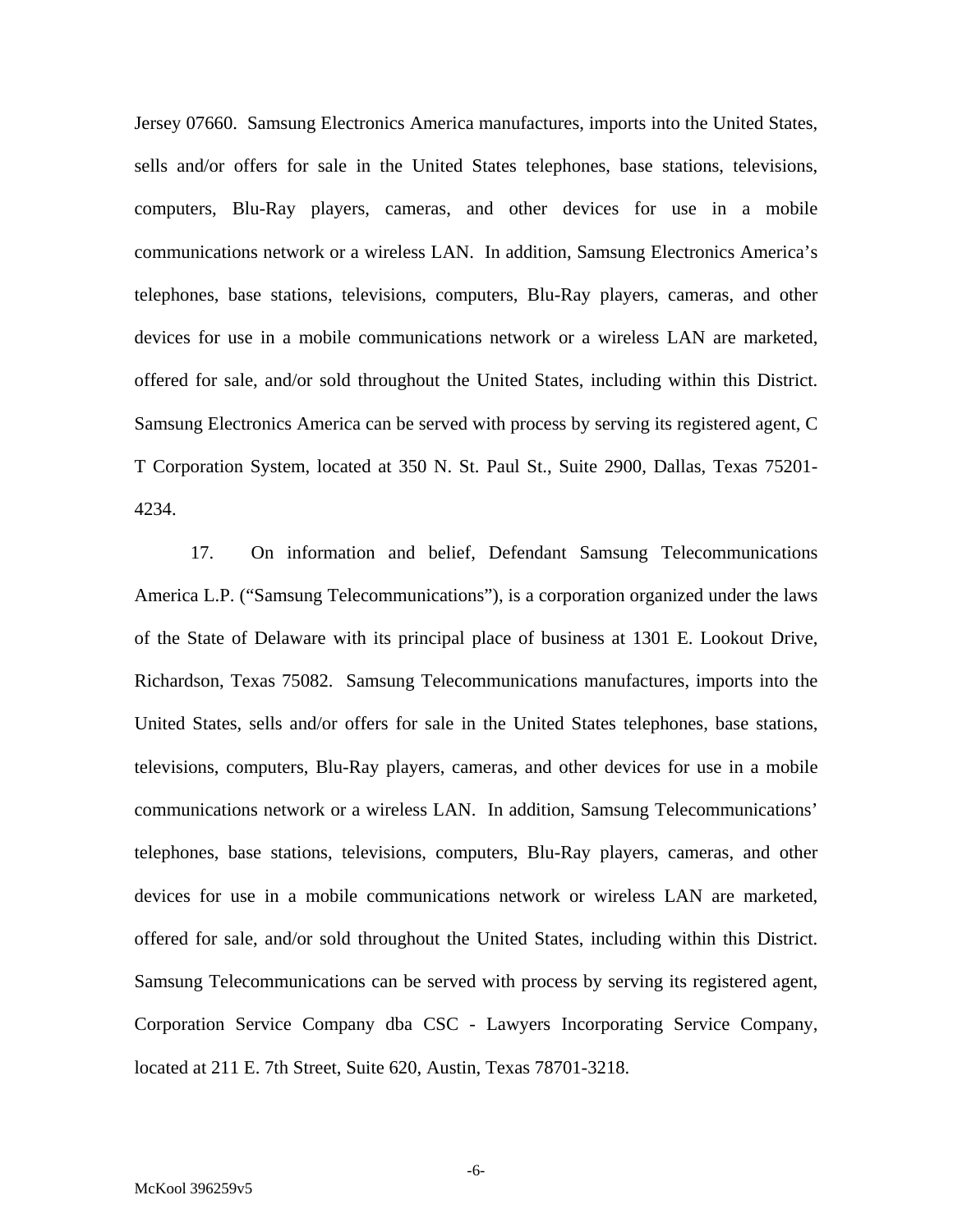Jersey 07660. Samsung Electronics America manufactures, imports into the United States, sells and/or offers for sale in the United States telephones, base stations, televisions, computers, Blu-Ray players, cameras, and other devices for use in a mobile communications network or a wireless LAN. In addition, Samsung Electronics America's telephones, base stations, televisions, computers, Blu-Ray players, cameras, and other devices for use in a mobile communications network or a wireless LAN are marketed, offered for sale, and/or sold throughout the United States, including within this District. Samsung Electronics America can be served with process by serving its registered agent, C T Corporation System, located at 350 N. St. Paul St., Suite 2900, Dallas, Texas 75201-4234.

17. On information and belief, Defendant Samsung Telecommunications America L.P. ("Samsung Telecommunications"), is a corporation organized under the laws of the State of Delaware with its principal place of business at 1301 E. Lookout Drive, Richardson, Texas 75082. Samsung Telecommunications manufactures, imports into the United States, sells and/or offers for sale in the United States telephones, base stations, televisions, computers, Blu-Ray players, cameras, and other devices for use in a mobile communications network or a wireless LAN. In addition, Samsung Telecommunications' telephones, base stations, televisions, computers, Blu-Ray players, cameras, and other devices for use in a mobile communications network or wireless LAN are marketed, offered for sale, and/or sold throughout the United States, including within this District. Samsung Telecommunications can be served with process by serving its registered agent, Corporation Service Company dba CSC - Lawyers Incorporating Service Company, located at 211 E. 7th Street, Suite 620, Austin, Texas 78701-3218.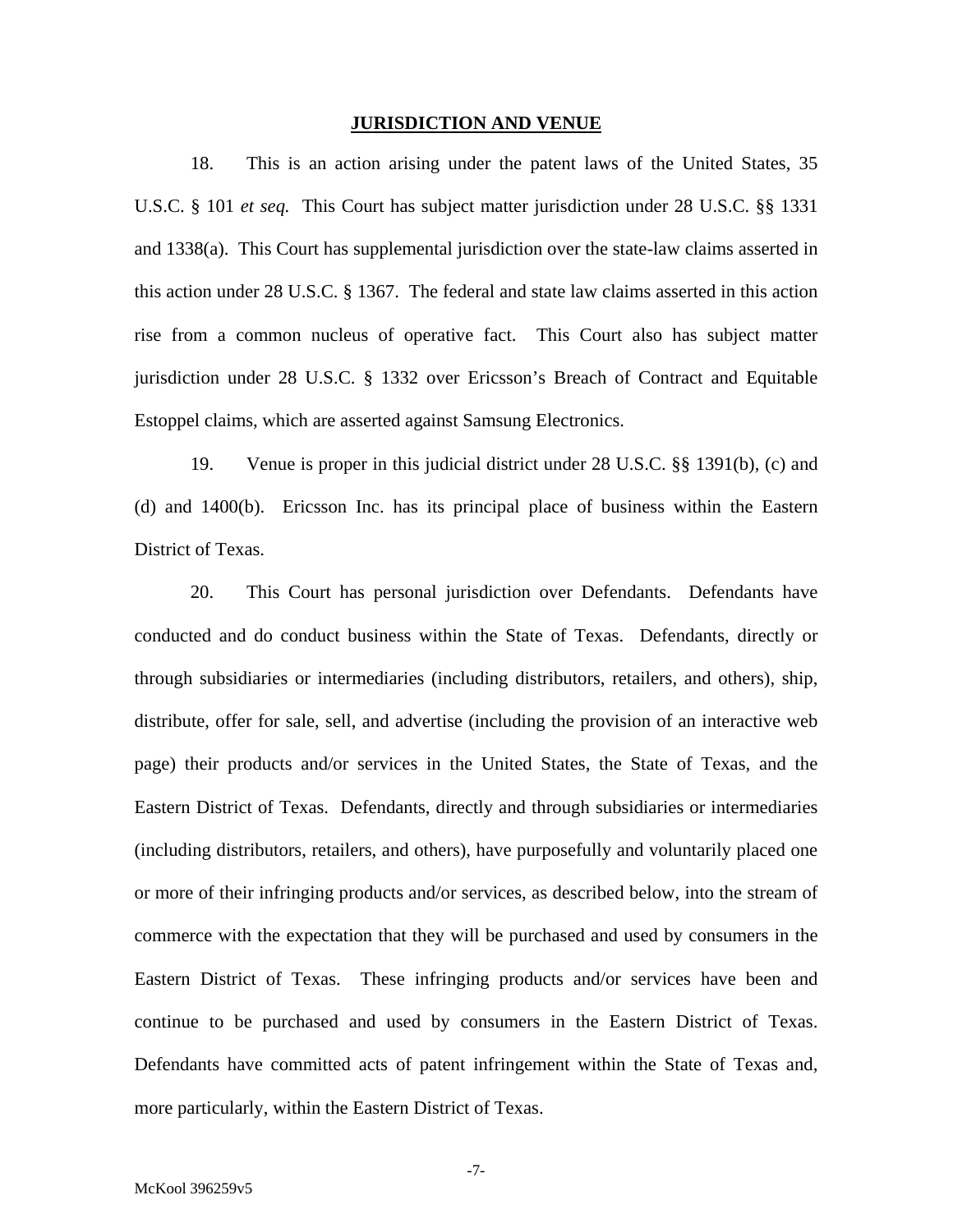## JURISDICTION AND VENUE

18. This is an action arising under the patent laws of the United States, 35 U.S.C. § 101 *et seq.* This Court has subject matter jurisdiction under 28 U.S.C. §§ 1331 and 1338(a). This Court has supplemental jurisdiction over the state-law claims asserted in this action under 28 U.S.C. § 1367. The federal and state law claims asserted in this action rise from a common nucleus of operative fact. This Court also has subject matter jurisdiction under 28 U.S.C. § 1332 over Ericsson's Breach of Contract and Equitable Estoppel claims, which are asserted against Samsung Electronics.

19. Venue is proper in this judicial district under 28 U.S.C. §§ 1391(b), (c) and (d) and 1400(b). Ericsson Inc. has its principal place of business within the Eastern District of Texas.

20. This Court has personal jurisdiction over Defendants. Defendants have conducted and do conduct business within the State of Texas. Defendants, directly or through subsidiaries or intermediaries (including distributors, retailers, and others), ship, distribute, offer for sale, sell, and advertise (including the provision of an interactive web page) their products and/or services in the United States, the State of Texas, and the Eastern District of Texas. Defendants, directly and through subsidiaries or intermediaries (including distributors, retailers, and others), have purposefully and voluntarily placed one or more of their infringing products and/or services, as described below, into the stream of commerce with the expectation that they will be purchased and used by consumers in the Eastern District of Texas. These infringing products and/or services have been and continue to be purchased and used by consumers in the Eastern District of Texas. Defendants have committed acts of patent infringement within the State of Texas and, more particularly, within the Eastern District of Texas.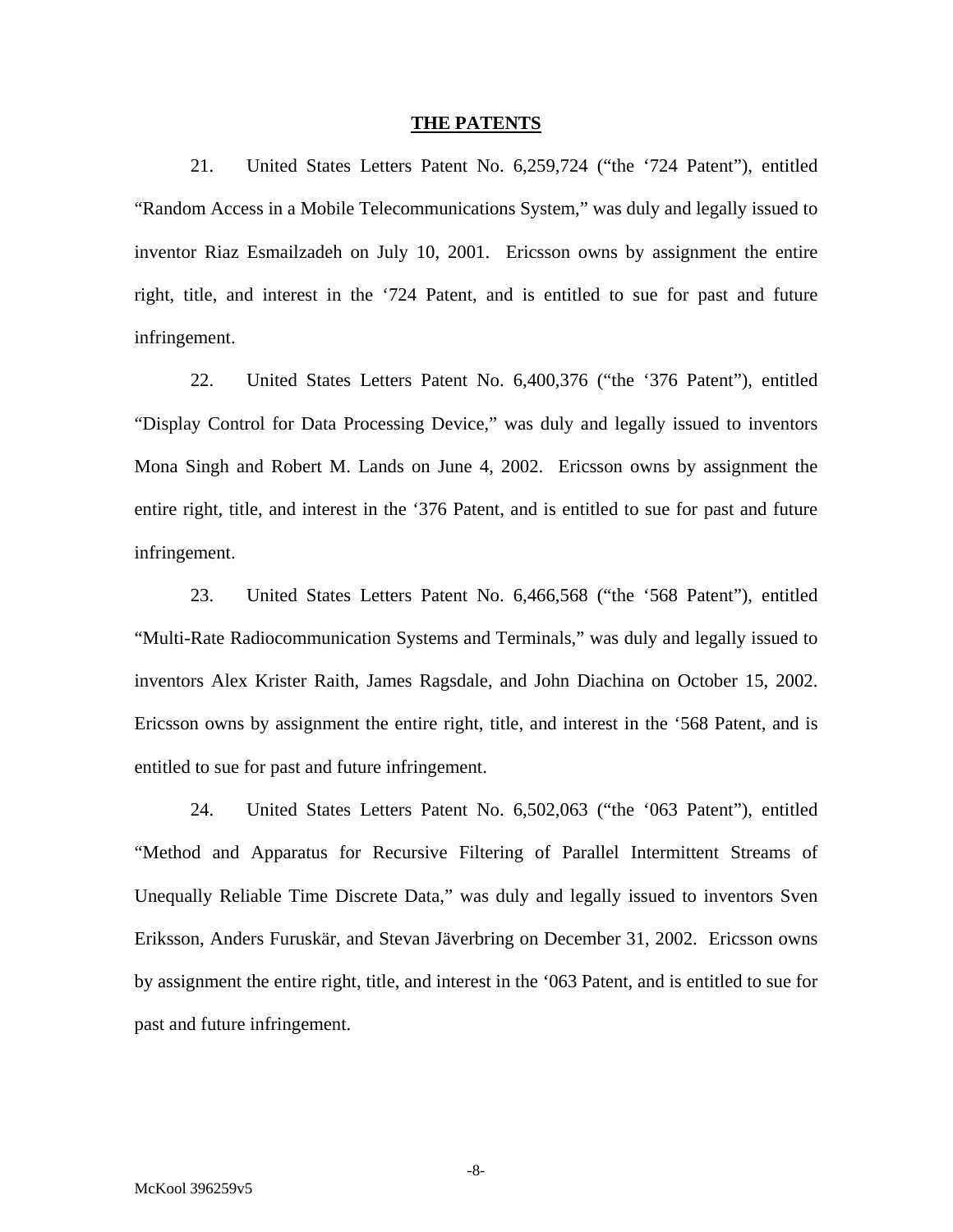## THE PATENTS

21. United States Letters Patent No. 6,259,724 ("the '724 Patent"), entitled "Random Access in a Mobile Telecommunications System," was duly and legally issued to inventor Riaz Esmailzadeh on July 10, 2001. Ericsson owns by assignment the entire right, title, and interest in the '724 Patent, and is entitled to sue for past and future infringement.

22. United States Letters Patent No. 6,400,376 ("the '376 Patent"), entitled "Display Control for Data Processing Device," was duly and legally issued to inventors Mona Singh and Robert M. Lands on June 4, 2002. Ericsson owns by assignment the entire right, title, and interest in the '376 Patent, and is entitled to sue for past and future infringement.

23. United States Letters Patent No. 6,466,568 ("the '568 Patent"), entitled "Multi-Rate Radiocommunication Systems and Terminals," was duly and legally issued to inventors Alex Krister Raith, James Ragsdale, and John Diachina on October 15, 2002. Ericsson owns by assignment the entire right, title, and interest in the '568 Patent, and is entitled to sue for past and future infringement.

24. United States Letters Patent No. 6,502,063 ("the '063 Patent"), entitled "Method and Apparatus for Recursive Filtering of Parallel Intermittent Streams of Unequally Reliable Time Discrete Data," was duly and legally issued to inventors Sven Eriksson, Anders Furuskär, and Stevan Jäverbring on December 31, 2002. Ericsson owns by assignment the entire right, title, and interest in the '063 Patent, and is entitled to sue for past and future infringement.

McKool 396259v5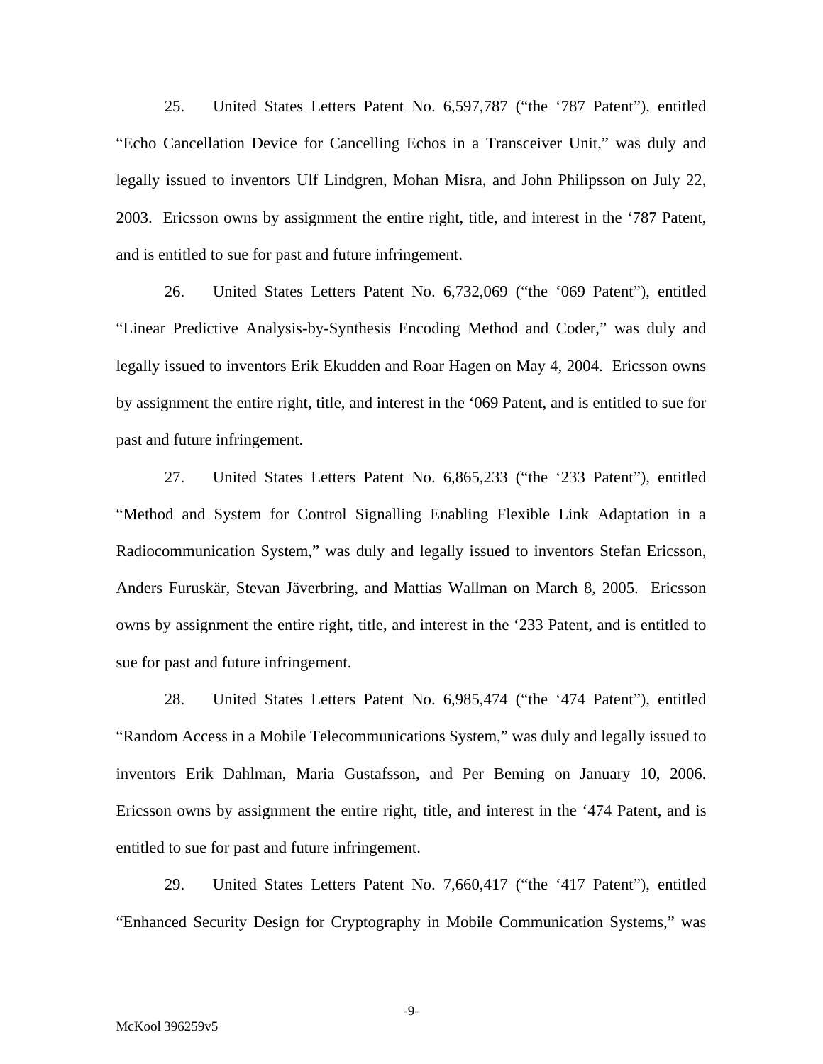25. United States Letters Patent No. 6,597,787 ("the '787 Patent"), entitled "Echo Cancellation Device for Cancelling Echos in a Transceiver Unit," was duly and legally issued to inventors Ulf Lindgren, Mohan Misra, and John Philipsson on July 22, 2003. Ericsson owns by assignment the entire right, title, and interest in the '787 Patent, and is entitled to sue for past and future infringement.

26. United States Letters Patent No. 6,732,069 ("the '069 Patent"), entitled "Linear Predictive Analysis-by-Synthesis Encoding Method and Coder," was duly and legally issued to inventors Erik Ekudden and Roar Hagen on May 4, 2004. Ericsson owns by assignment the entire right, title, and interest in the '069 Patent, and is entitled to sue for past and future infringement.

27. United States Letters Patent No. 6,865,233 ("the '233 Patent"), entitled "Method and System for Control Signalling Enabling Flexible Link Adaptation in a Radiocommunication System," was duly and legally issued to inventors Stefan Ericsson, Anders Furuskär, Stevan Jäverbring, and Mattias Wallman on March 8, 2005. Ericsson owns by assignment the entire right, title, and interest in the '233 Patent, and is entitled to sue for past and future infringement.

28. United States Letters Patent No. 6,985,474 ("the '474 Patent"), entitled "Random Access in a Mobile Telecommunications System," was duly and legally issued to inventors Erik Dahlman, Maria Gustafsson, and Per Beming on January 10, 2006. Ericsson owns by assignment the entire right, title, and interest in the '474 Patent, and is entitled to sue for past and future infringement.

29. United States Letters Patent No. 7,660,417 ("the '417 Patent"), entitled "Enhanced Security Design for Cryptography in Mobile Communication Systems," was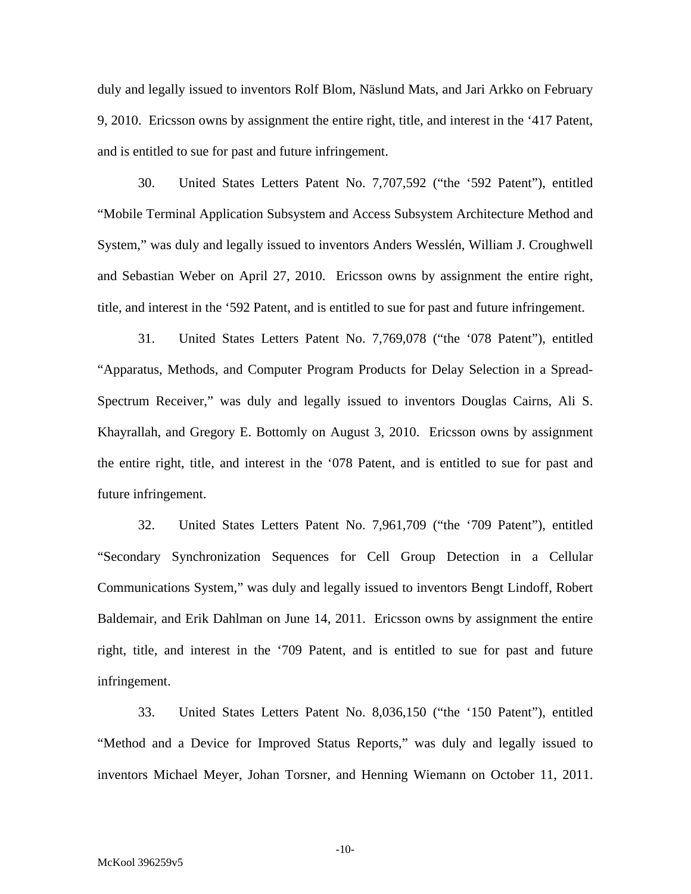duly and legally issued to inventors Rolf Blom, Näslund Mats, and Jari Arkko on February 9, 2010. Ericsson owns by assignment the entire right, title, and interest in the '417 Patent, and is entitled to sue for past and future infringement.

30. United States Letters Patent No. 7,707,592 ("the '592 Patent"), entitled "Mobile Terminal Application Subsystem and Access Subsystem Architecture Method and System," was duly and legally issued to inventors Anders Wesslén, William J. Croughwell and Sebastian Weber on April 27, 2010. Ericsson owns by assignment the entire right, title, and interest in the '592 Patent, and is entitled to sue for past and future infringement.

31. United States Letters Patent No. 7,769,078 ("the '078 Patent"), entitled "Apparatus, Methods, and Computer Program Products for Delay Selection in a Spread-Spectrum Receiver," was duly and legally issued to inventors Douglas Cairns, Ali S. Khayrallah, and Gregory E. Bottomly on August 3, 2010. Ericsson owns by assignment the entire right, title, and interest in the '078 Patent, and is entitled to sue for past and future infringement.

32. United States Letters Patent No. 7,961,709 ("the '709 Patent"), entitled "Secondary Synchronization Sequences for Cell Group Detection in a Cellular Communications System," was duly and legally issued to inventors Bengt Lindoff, Robert Baldemair, and Erik Dahlman on June 14, 2011. Ericsson owns by assignment the entire right, title, and interest in the '709 Patent, and is entitled to sue for past and future infringement.

33. United States Letters Patent No. 8,036,150 ("the '150 Patent"), entitled "Method and a Device for Improved Status Reports," was duly and legally issued to inventors Michael Meyer, Johan Torsner, and Henning Wiemann on October 11, 2011.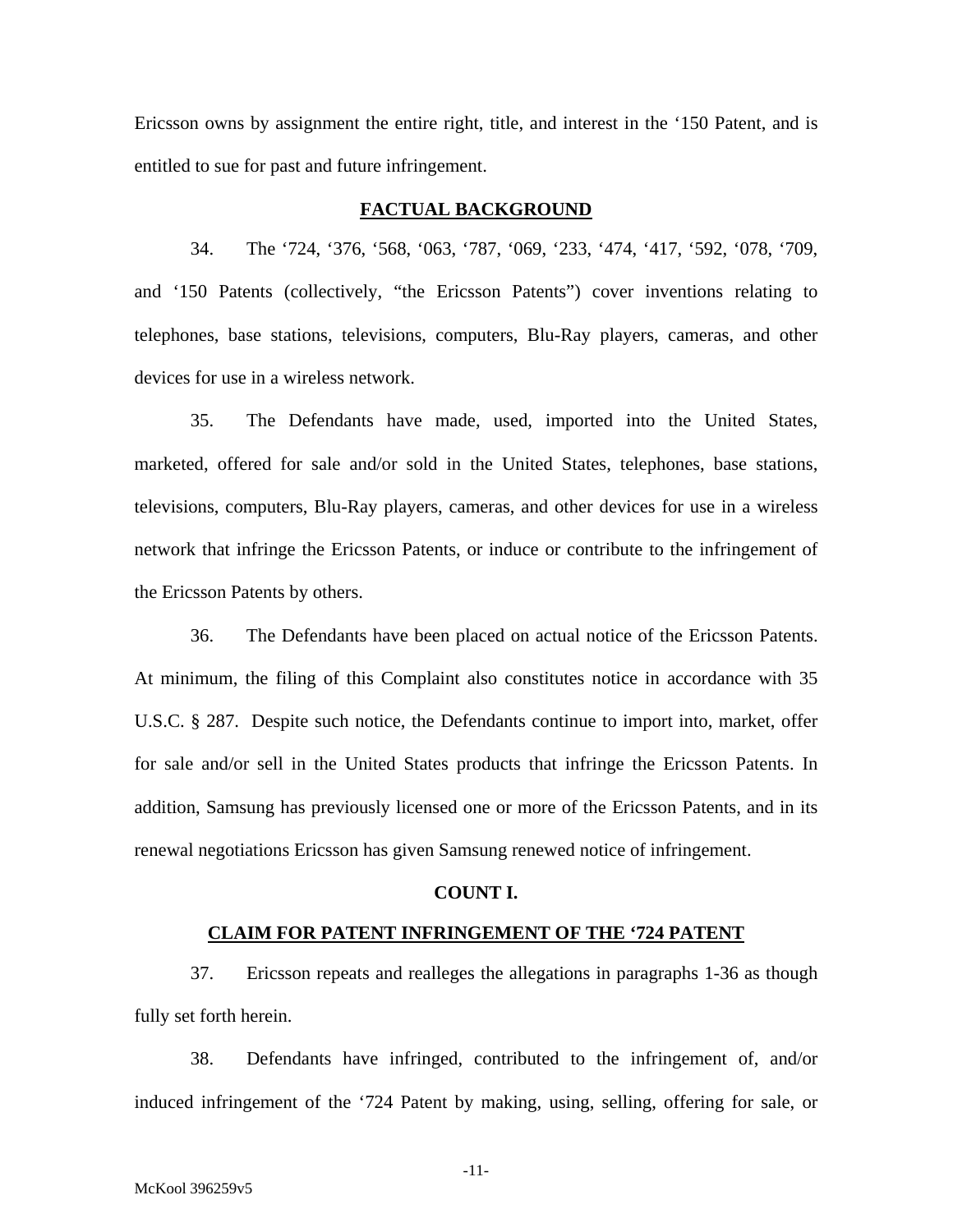Ericsson owns by assignment the entire right, title, and interest in the '150 Patent, and is entitled to sue for past and future infringement.

## FACTUAL BACKGROUND

34. The '724, '376, '568, '063, '787, '069, '233, '474, '417, '592, '078, '709, and '150 Patents (collectively, "the Ericsson Patents") cover inventions relating to telephones, base stations, televisions, computers, Blu-Ray players, cameras, and other devices for use in a wireless network.

35. The Defendants have made, used, imported into the United States, marketed, offered for sale and/or sold in the United States, telephones, base stations, televisions, computers, Blu-Ray players, cameras, and other devices for use in a wireless network that infringe the Ericsson Patents, or induce or contribute to the infringement of the Ericsson Patents by others.

36. The Defendants have been placed on actual notice of the Ericsson Patents. At minimum, the filing of this Complaint also constitutes notice in accordance with 35 U.S.C. § 287. Despite such notice, the Defendants continue to import into, market, offer for sale and/or sell in the United States products that infringe the Ericsson Patents. In addition, Samsung has previously licensed one or more of the Ericsson Patents, and in its renewal negotiations Ericsson has given Samsung renewed notice of infringement.

## COUNT I.

## CLAIM FOR PATENT INFRINGEMENT OF THE '724 PATENT

37. Ericsson repeats and realleges the allegations in paragraphs 1-36 as though fully set forth herein.

38. Defendants have infringed, contributed to the infringement of, and/or induced infringement of the '724 Patent by making, using, selling, offering for sale, or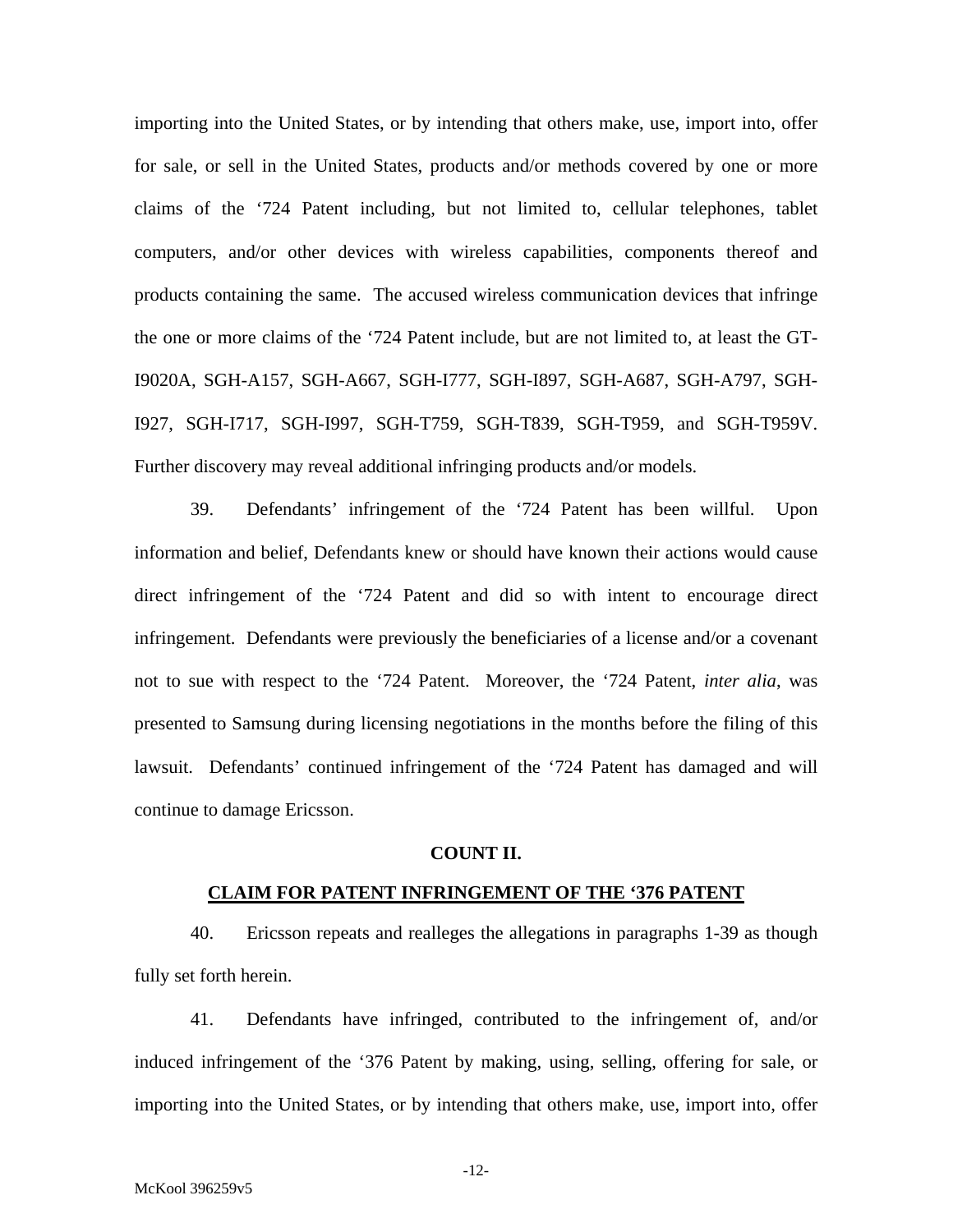importing into the United States, or by intending that others make, use, import into, offer for sale, or sell in the United States, products and/or methods covered by one or more claims of the '724 Patent including, but not limited to, cellular telephones, tablet computers, and/or other devices with wireless capabilities, components thereof and products containing the same. The accused wireless communication devices that infringe the one or more claims of the '724 Patent include, but are not limited to, at least the GT-I9020A, SGH-A157, SGH-A667, SGH-I777, SGH-I897, SGH-A687, SGH-A797, SGH-I927, SGH-I717, SGH-I997, SGH-T759, SGH-T839, SGH-T959, and SGH-T959V. Further discovery may reveal additional infringing products and/or models.

39. Defendants' infringement of the '724 Patent has been willful. Upon information and belief, Defendants knew or should have known their actions would cause direct infringement of the '724 Patent and did so with intent to encourage direct infringement. Defendants were previously the beneficiaries of a license and/or a covenant not to sue with respect to the '724 Patent. Moreover, the '724 Patent, *inter alia*, was presented to Samsung during licensing negotiations in the months before the filing of this lawsuit. Defendants' continued infringement of the '724 Patent has damaged and will continue to damage Ericsson.

**COUNT II.**

**CLAIM FOR PATENT INFRINGEMENT OF THE '376 PATENT**

40. Ericsson repeats and realleges the allegations in paragraphs 1-39 as though fully set forth herein.

41. Defendants have infringed, contributed to the infringement of, and/or induced infringement of the '376 Patent by making, using, selling, offering for sale, or importing into the United States, or by intending that others make, use, import into, offer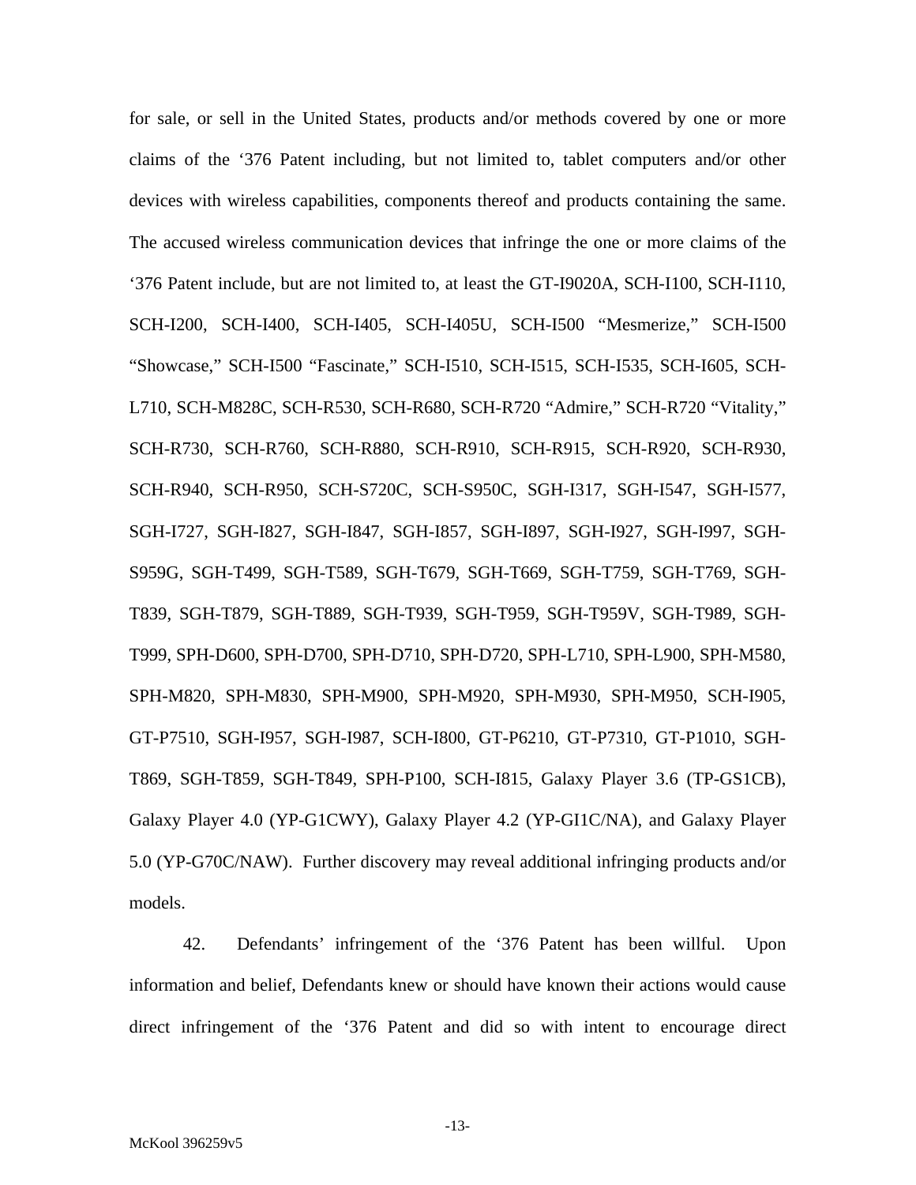for sale, or sell in the United States, products and/or methods covered by one or more claims of the ‘376 Patent including, but not limited to, tablet computers and/or other devices with wireless capabilities, components thereof and products containing the same. The accused wireless communication devices that infringe the one or more claims of the ‘376 Patent include, but are not limited to, at least the GT-I9020A, SCH-I100, SCH-I110, SCH-I200, SCH-I400, SCH-I405, SCH-I405U, SCH-I500 “Mesmerize,” SCH-I500 “Showcase,” SCH-I500 “Fascinate,” SCH-I510, SCH-I515, SCH-I535, SCH-I605, SCH-L710, SCH-M828C, SCH-R530, SCH-R680, SCH-R720 “Admire,” SCH-R720 “Vitality,” SCH-R730, SCH-R760, SCH-R880, SCH-R910, SCH-R915, SCH-R920, SCH-R930, SCH-R940, SCH-R950, SCH-S720C, SCH-S950C, SGH-I317, SGH-I547, SGH-I577, SGH-I727, SGH-I827, SGH-I847, SGH-I857, SGH-I897, SGH-I927, SGH-I997, SGH-S959G, SGH-T499, SGH-T589, SGH-T679, SGH-T669, SGH-T759, SGH-T769, SGH-T839, SGH-T879, SGH-T889, SGH-T939, SGH-T959, SGH-T959V, SGH-T989, SGH-T999, SPH-D600, SPH-D700, SPH-D710, SPH-D720, SPH-L710, SPH-L900, SPH-M580, SPH-M820, SPH-M830, SPH-M900, SPH-M920, SPH-M930, SPH-M950, SCH-I905, GT-P7510, SGH-I957, SGH-I987, SCH-I800, GT-P6210, GT-P7310, GT-P1010, SGH-T869, SGH-T859, SGH-T849, SPH-P100, SCH-I815, Galaxy Player 3.6 (TP-GS1CB), Galaxy Player 4.0 (YP-G1CWY), Galaxy Player 4.2 (YP-GI1C/NA), and Galaxy Player 5.0 (YP-G70C/NAW). Further discovery may reveal additional infringing products and/or models.

42. Defendants’ infringement of the ‘376 Patent has been willful. Upon information and belief, Defendants knew or should have known their actions would cause direct infringement of the ‘376 Patent and did so with intent to encourage direct

McKool 396259v5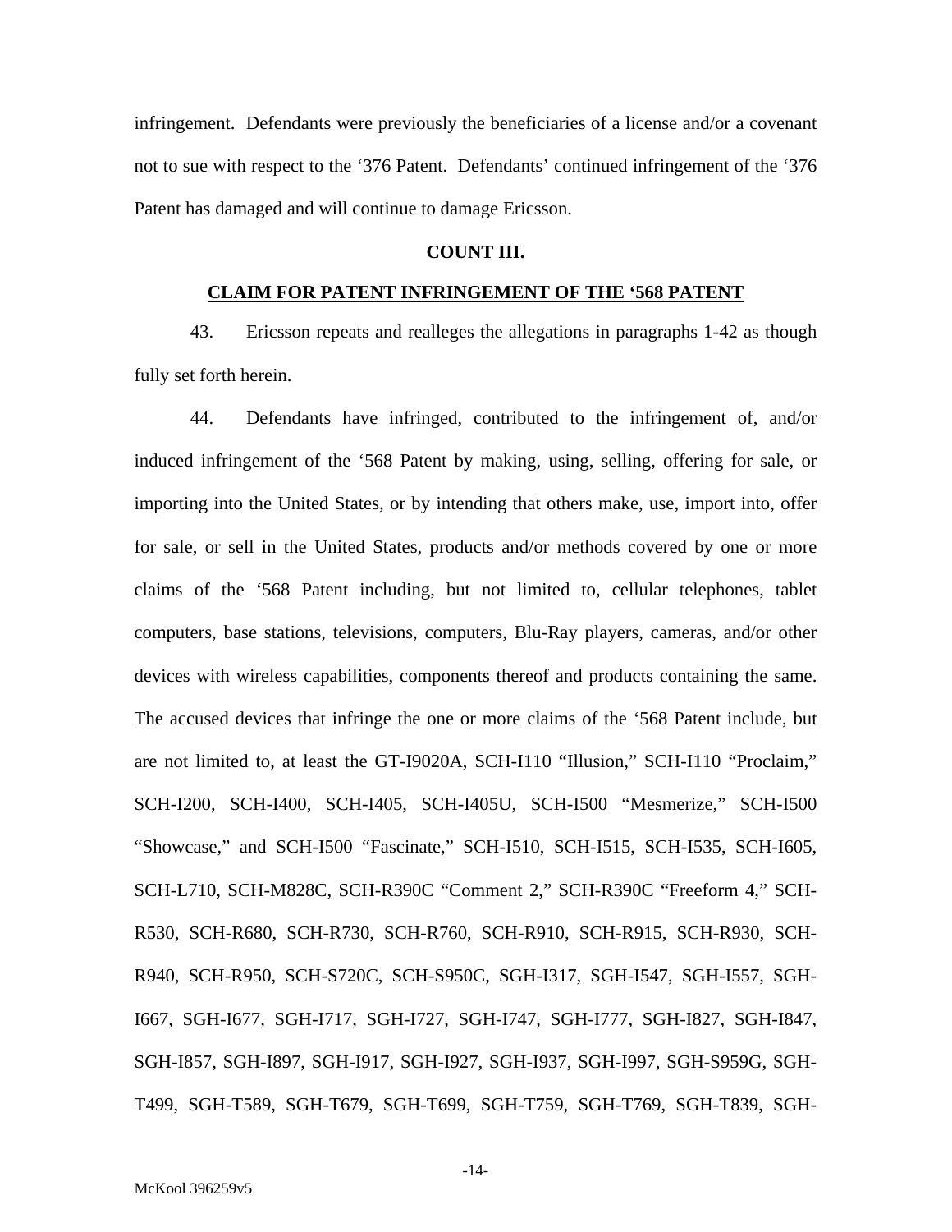infringement. Defendants were previously the beneficiaries of a license and/or a covenant not to sue with respect to the '376 Patent. Defendants' continued infringement of the '376 Patent has damaged and will continue to damage Ericsson.

**COUNT III.**

**CLAIM FOR PATENT INFRINGEMENT OF THE '568 PATENT**

43. Ericsson repeats and realleges the allegations in paragraphs 1-42 as though fully set forth herein.

44. Defendants have infringed, contributed to the infringement of, and/or induced infringement of the '568 Patent by making, using, selling, offering for sale, or importing into the United States, or by intending that others make, use, import into, offer for sale, or sell in the United States, products and/or methods covered by one or more claims of the '568 Patent including, but not limited to, cellular telephones, tablet computers, base stations, televisions, computers, Blu-Ray players, cameras, and/or other devices with wireless capabilities, components thereof and products containing the same. The accused devices that infringe the one or more claims of the '568 Patent include, but are not limited to, at least the GT-I9020A, SCH-I110 "Illusion," SCH-I110 "Proclaim," SCH-I200, SCH-I400, SCH-I405, SCH-I405U, SCH-I500 "Mesmerize," SCH-I500 "Showcase," and SCH-I500 "Fascinate," SCH-I510, SCH-I515, SCH-I535, SCH-I605, SCH-L710, SCH-M828C, SCH-R390C "Comment 2," SCH-R390C "Freeform 4," SCH-R530, SCH-R680, SCH-R730, SCH-R760, SCH-R910, SCH-R915, SCH-R930, SCH-R940, SCH-R950, SCH-S720C, SCH-S950C, SGH-I317, SGH-I547, SGH-I557, SGH-I667, SGH-I677, SGH-I717, SGH-I727, SGH-I747, SGH-I777, SGH-I827, SGH-I847, SGH-I857, SGH-I897, SGH-I917, SGH-I927, SGH-I937, SGH-I997, SGH-S959G, SGH-T499, SGH-T589, SGH-T679, SGH-T699, SGH-T759, SGH-T769, SGH-T839, SGH-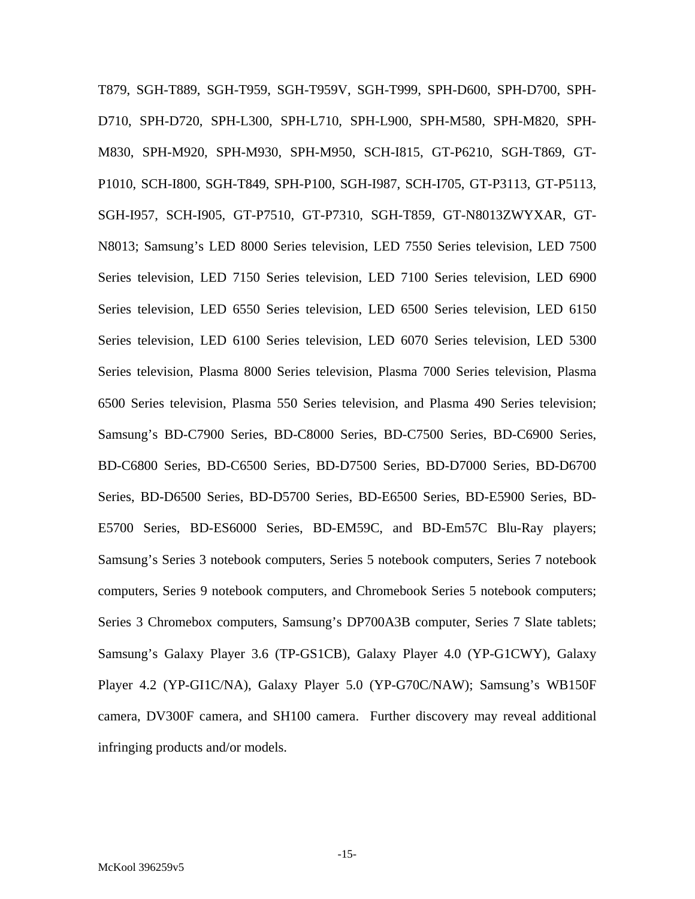T879, SGH-T889, SGH-T959, SGH-T959V, SGH-T999, SPH-D600, SPH-D700, SPH-D710, SPH-D720, SPH-L300, SPH-L710, SPH-L900, SPH-M580, SPH-M820, SPH-M830, SPH-M920, SPH-M930, SPH-M950, SCH-I815, GT-P6210, SGH-T869, GT-P1010, SCH-I800, SGH-T849, SPH-P100, SGH-I987, SCH-I705, GT-P3113, GT-P5113, SGH-I957, SCH-I905, GT-P7510, GT-P7310, SGH-T859, GT-N8013ZWYXAR, GT-N8013; Samsung's LED 8000 Series television, LED 7550 Series television, LED 7500 Series television, LED 7150 Series television, LED 7100 Series television, LED 6900 Series television, LED 6550 Series television, LED 6500 Series television, LED 6150 Series television, LED 6100 Series television, LED 6070 Series television, LED 5300 Series television, Plasma 8000 Series television, Plasma 7000 Series television, Plasma 6500 Series television, Plasma 550 Series television, and Plasma 490 Series television; Samsung's BD-C7900 Series, BD-C8000 Series, BD-C7500 Series, BD-C6900 Series, BD-C6800 Series, BD-C6500 Series, BD-D7500 Series, BD-D7000 Series, BD-D6700 Series, BD-D6500 Series, BD-D5700 Series, BD-E6500 Series, BD-E5900 Series, BD-E5700 Series, BD-ES6000 Series, BD-EM59C, and BD-Em57C Blu-Ray players; Samsung's Series 3 notebook computers, Series 5 notebook computers, Series 7 notebook computers, Series 9 notebook computers, and Chromebook Series 5 notebook computers; Series 3 Chromebox computers, Samsung's DP700A3B computer, Series 7 Slate tablets; Samsung's Galaxy Player 3.6 (TP-GS1CB), Galaxy Player 4.0 (YP-G1CWY), Galaxy Player 4.2 (YP-GI1C/NA), Galaxy Player 5.0 (YP-G70C/NAW); Samsung's WB150F camera, DV300F camera, and SH100 camera. Further discovery may reveal additional infringing products and/or models.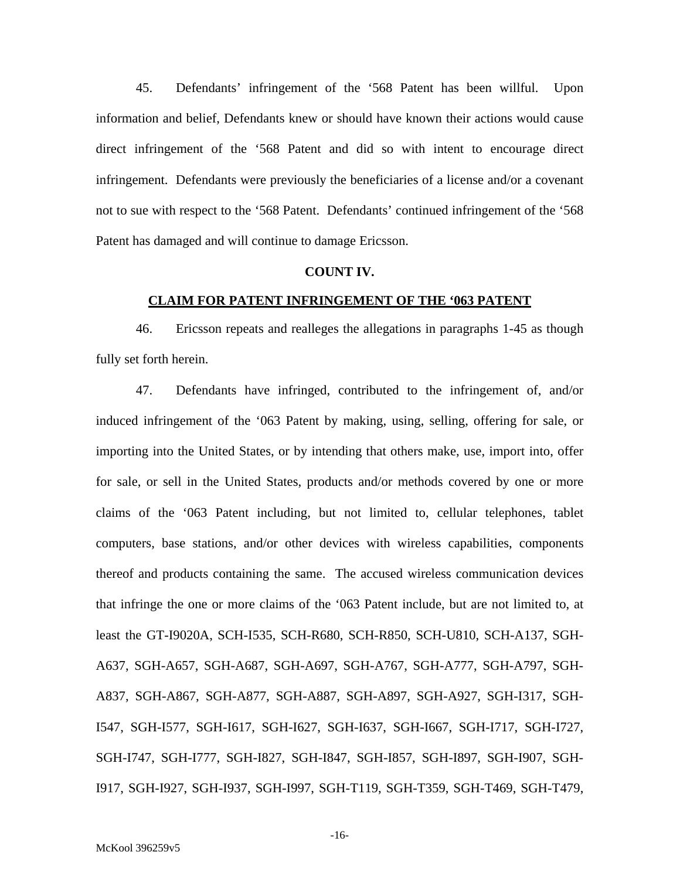45. Defendants' infringement of the '568 Patent has been willful. Upon information and belief, Defendants knew or should have known their actions would cause direct infringement of the '568 Patent and did so with intent to encourage direct infringement. Defendants were previously the beneficiaries of a license and/or a covenant not to sue with respect to the '568 Patent. Defendants' continued infringement of the '568 Patent has damaged and will continue to damage Ericsson.

**COUNT IV.**

**CLAIM FOR PATENT INFRINGEMENT OF THE '063 PATENT**

46. Ericsson repeats and realleges the allegations in paragraphs 1-45 as though fully set forth herein.

47. Defendants have infringed, contributed to the infringement of, and/or induced infringement of the '063 Patent by making, using, selling, offering for sale, or importing into the United States, or by intending that others make, use, import into, offer for sale, or sell in the United States, products and/or methods covered by one or more claims of the '063 Patent including, but not limited to, cellular telephones, tablet computers, base stations, and/or other devices with wireless capabilities, components thereof and products containing the same. The accused wireless communication devices that infringe the one or more claims of the '063 Patent include, but are not limited to, at least the GT-I9020A, SCH-I535, SCH-R680, SCH-R850, SCH-U810, SCH-A137, SGH-A637, SGH-A657, SGH-A687, SGH-A697, SGH-A767, SGH-A777, SGH-A797, SGH-A837, SGH-A867, SGH-A877, SGH-A887, SGH-A897, SGH-A927, SGH-I317, SGH-I547, SGH-I577, SGH-I617, SGH-I627, SGH-I637, SGH-I667, SGH-I717, SGH-I727, SGH-I747, SGH-I777, SGH-I827, SGH-I847, SGH-I857, SGH-I897, SGH-I907, SGH-I917, SGH-I927, SGH-I937, SGH-I997, SGH-T119, SGH-T359, SGH-T469, SGH-T479,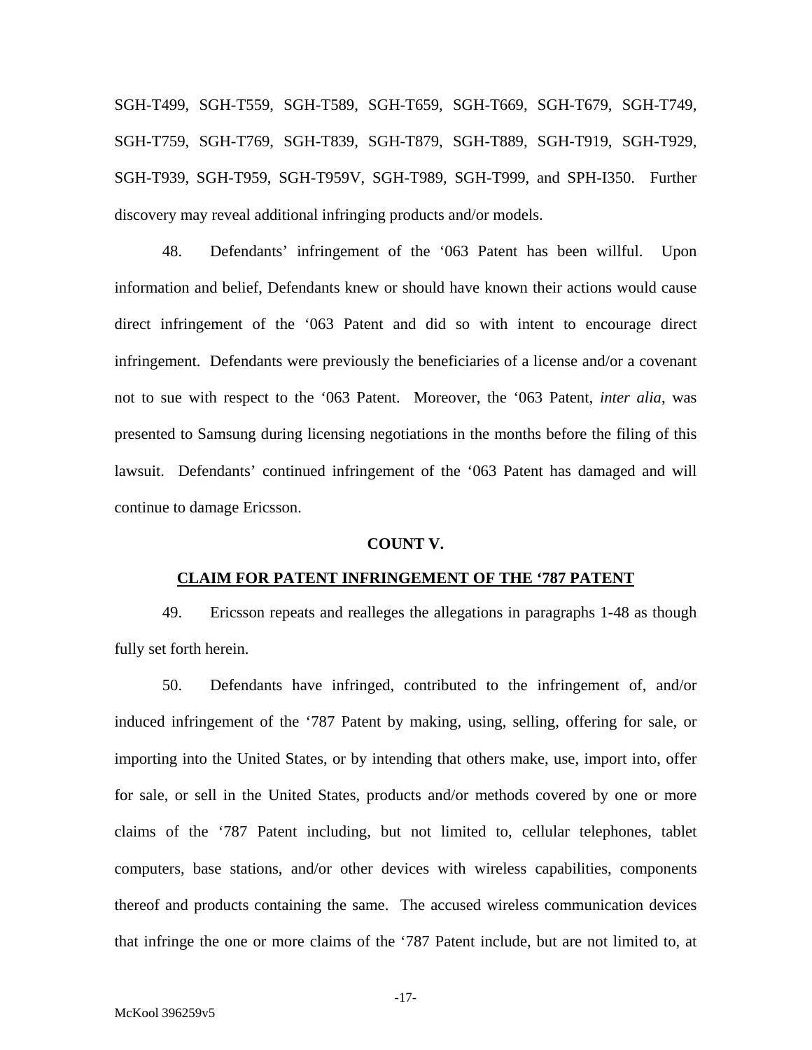SGH-T499, SGH-T559, SGH-T589, SGH-T659, SGH-T669, SGH-T679, SGH-T749, SGH-T759, SGH-T769, SGH-T839, SGH-T879, SGH-T889, SGH-T919, SGH-T929, SGH-T939, SGH-T959, SGH-T959V, SGH-T989, SGH-T999, and SPH-I350. Further discovery may reveal additional infringing products and/or models.

48. Defendants' infringement of the '063 Patent has been willful. Upon information and belief, Defendants knew or should have known their actions would cause direct infringement of the '063 Patent and did so with intent to encourage direct infringement. Defendants were previously the beneficiaries of a license and/or a covenant not to sue with respect to the '063 Patent. Moreover, the '063 Patent, *inter alia*, was presented to Samsung during licensing negotiations in the months before the filing of this lawsuit. Defendants' continued infringement of the '063 Patent has damaged and will continue to damage Ericsson.

**COUNT V.**

**CLAIM FOR PATENT INFRINGEMENT OF THE '787 PATENT**

49. Ericsson repeats and realleges the allegations in paragraphs 1-48 as though fully set forth herein.

50. Defendants have infringed, contributed to the infringement of, and/or induced infringement of the '787 Patent by making, using, selling, offering for sale, or importing into the United States, or by intending that others make, use, import into, offer for sale, or sell in the United States, products and/or methods covered by one or more claims of the '787 Patent including, but not limited to, cellular telephones, tablet computers, base stations, and/or other devices with wireless capabilities, components thereof and products containing the same. The accused wireless communication devices that infringe the one or more claims of the '787 Patent include, but are not limited to, at

McKool 396259v5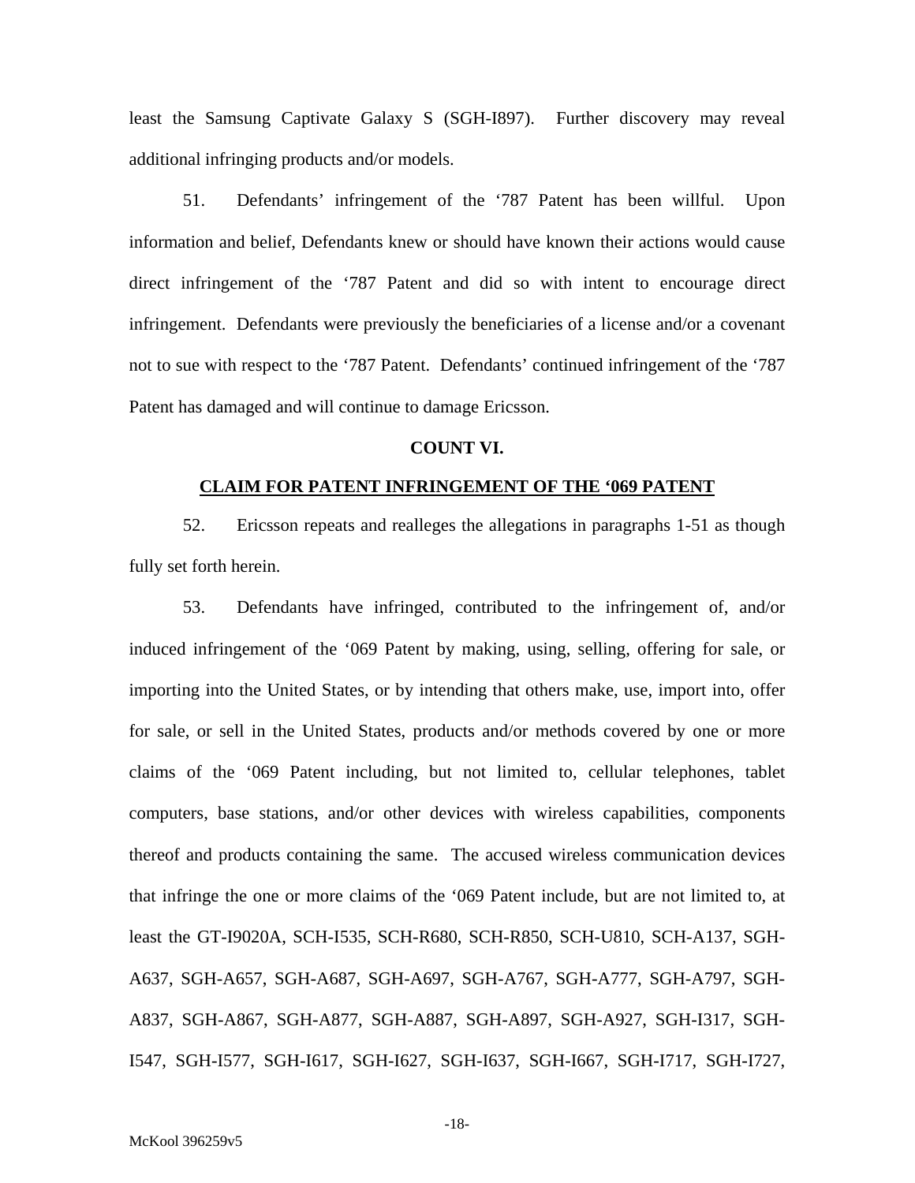least the Samsung Captivate Galaxy S (SGH-I897). Further discovery may reveal additional infringing products and/or models.

51. Defendants' infringement of the '787 Patent has been willful. Upon information and belief, Defendants knew or should have known their actions would cause direct infringement of the '787 Patent and did so with intent to encourage direct infringement. Defendants were previously the beneficiaries of a license and/or a covenant not to sue with respect to the '787 Patent. Defendants' continued infringement of the '787 Patent has damaged and will continue to damage Ericsson.

**COUNT VI.**

**CLAIM FOR PATENT INFRINGEMENT OF THE '069 PATENT**

52. Ericsson repeats and realleges the allegations in paragraphs 1-51 as though fully set forth herein.

53. Defendants have infringed, contributed to the infringement of, and/or induced infringement of the '069 Patent by making, using, selling, offering for sale, or importing into the United States, or by intending that others make, use, import into, offer for sale, or sell in the United States, products and/or methods covered by one or more claims of the '069 Patent including, but not limited to, cellular telephones, tablet computers, base stations, and/or other devices with wireless capabilities, components thereof and products containing the same. The accused wireless communication devices that infringe the one or more claims of the '069 Patent include, but are not limited to, at least the GT-I9020A, SCH-I535, SCH-R680, SCH-R850, SCH-U810, SCH-A137, SGH-A637, SGH-A657, SGH-A687, SGH-A697, SGH-A767, SGH-A777, SGH-A797, SGH-A837, SGH-A867, SGH-A877, SGH-A887, SGH-A897, SGH-A927, SGH-I317, SGH-I547, SGH-I577, SGH-I617, SGH-I627, SGH-I637, SGH-I667, SGH-I717, SGH-I727,

McKool 396259v5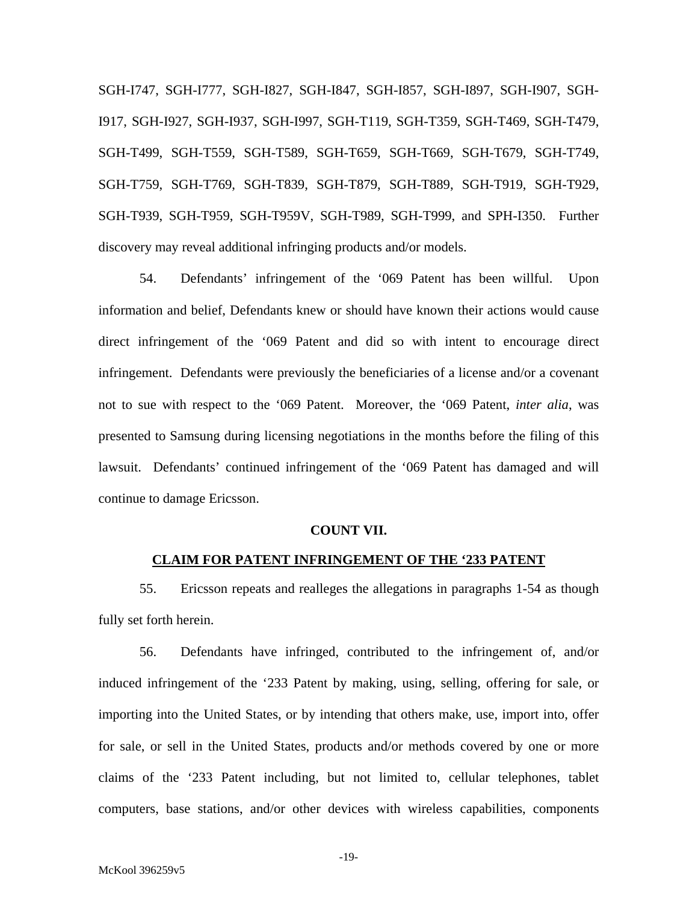SGH-I747, SGH-I777, SGH-I827, SGH-I847, SGH-I857, SGH-I897, SGH-I907, SGH-I917, SGH-I927, SGH-I937, SGH-I997, SGH-T119, SGH-T359, SGH-T469, SGH-T479, SGH-T499, SGH-T559, SGH-T589, SGH-T659, SGH-T669, SGH-T679, SGH-T749, SGH-T759, SGH-T769, SGH-T839, SGH-T879, SGH-T889, SGH-T919, SGH-T929, SGH-T939, SGH-T959, SGH-T959V, SGH-T989, SGH-T999, and SPH-I350. Further discovery may reveal additional infringing products and/or models.

54. Defendants' infringement of the '069 Patent has been willful. Upon information and belief, Defendants knew or should have known their actions would cause direct infringement of the '069 Patent and did so with intent to encourage direct infringement. Defendants were previously the beneficiaries of a license and/or a covenant not to sue with respect to the '069 Patent. Moreover, the '069 Patent, *inter alia*, was presented to Samsung during licensing negotiations in the months before the filing of this lawsuit. Defendants' continued infringement of the '069 Patent has damaged and will continue to damage Ericsson.

**COUNT VII.**

**CLAIM FOR PATENT INFRINGEMENT OF THE '233 PATENT**

55. Ericsson repeats and realleges the allegations in paragraphs 1-54 as though fully set forth herein.

56. Defendants have infringed, contributed to the infringement of, and/or induced infringement of the '233 Patent by making, using, selling, offering for sale, or importing into the United States, or by intending that others make, use, import into, offer for sale, or sell in the United States, products and/or methods covered by one or more claims of the '233 Patent including, but not limited to, cellular telephones, tablet computers, base stations, and/or other devices with wireless capabilities, components

McKool 396259v5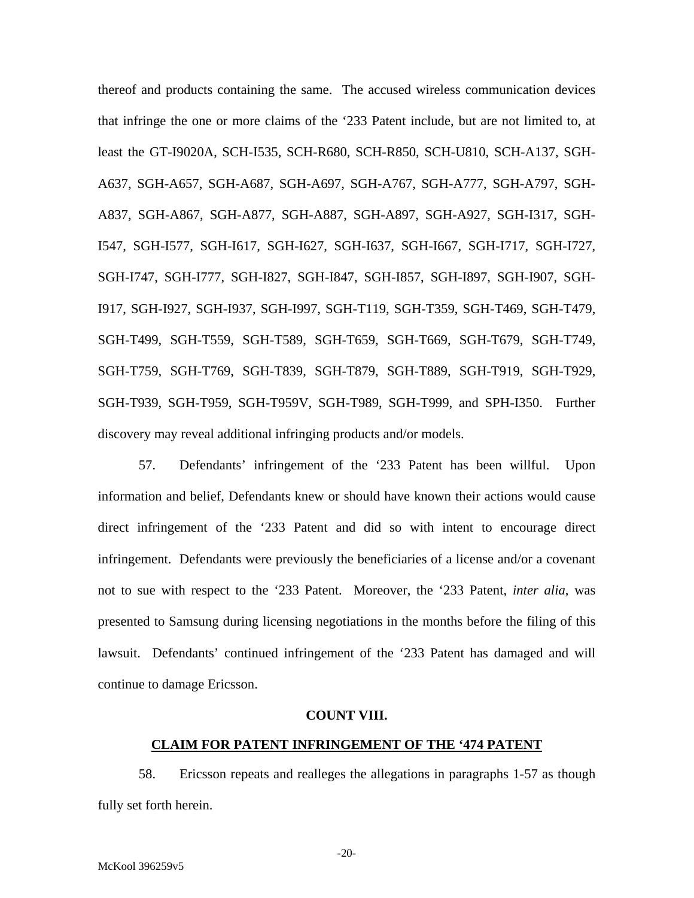thereof and products containing the same. The accused wireless communication devices that infringe the one or more claims of the '233 Patent include, but are not limited to, at least the GT-I9020A, SCH-I535, SCH-R680, SCH-R850, SCH-U810, SCH-A137, SGH-A637, SGH-A657, SGH-A687, SGH-A697, SGH-A767, SGH-A777, SGH-A797, SGH-A837, SGH-A867, SGH-A877, SGH-A887, SGH-A897, SGH-A927, SGH-I317, SGH-I547, SGH-I577, SGH-I617, SGH-I627, SGH-I637, SGH-I667, SGH-I717, SGH-I727, SGH-I747, SGH-I777, SGH-I827, SGH-I847, SGH-I857, SGH-I897, SGH-I907, SGH-I917, SGH-I927, SGH-I937, SGH-I997, SGH-T119, SGH-T359, SGH-T469, SGH-T479, SGH-T499, SGH-T559, SGH-T589, SGH-T659, SGH-T669, SGH-T679, SGH-T749, SGH-T759, SGH-T769, SGH-T839, SGH-T879, SGH-T889, SGH-T919, SGH-T929, SGH-T939, SGH-T959, SGH-T959V, SGH-T989, SGH-T999, and SPH-I350. Further discovery may reveal additional infringing products and/or models.

57. Defendants' infringement of the '233 Patent has been willful. Upon information and belief, Defendants knew or should have known their actions would cause direct infringement of the '233 Patent and did so with intent to encourage direct infringement. Defendants were previously the beneficiaries of a license and/or a covenant not to sue with respect to the '233 Patent. Moreover, the '233 Patent, *inter alia*, was presented to Samsung during licensing negotiations in the months before the filing of this lawsuit. Defendants' continued infringement of the '233 Patent has damaged and will continue to damage Ericsson.

## COUNT VIII.

## CLAIM FOR PATENT INFRINGEMENT OF THE '474 PATENT

58. Ericsson repeats and realleges the allegations in paragraphs 1-57 as though fully set forth herein.

McKool 396259v5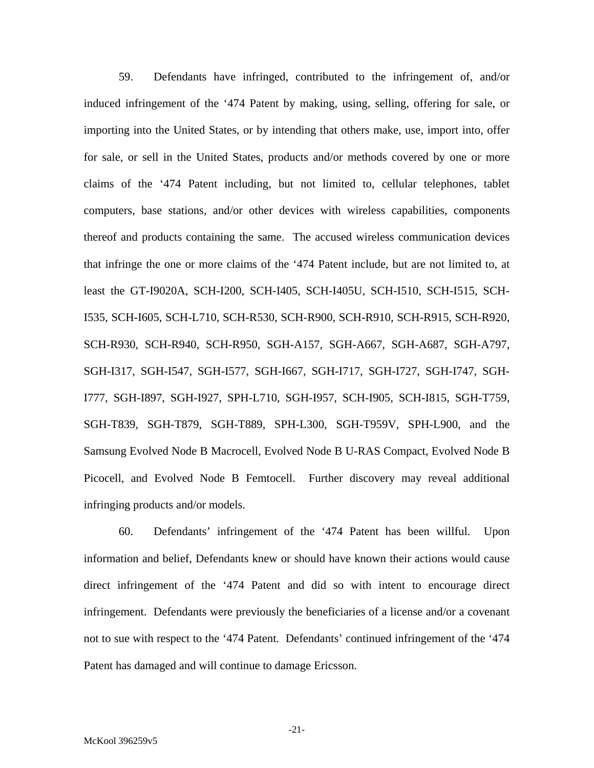59. Defendants have infringed, contributed to the infringement of, and/or induced infringement of the '474 Patent by making, using, selling, offering for sale, or importing into the United States, or by intending that others make, use, import into, offer for sale, or sell in the United States, products and/or methods covered by one or more claims of the '474 Patent including, but not limited to, cellular telephones, tablet computers, base stations, and/or other devices with wireless capabilities, components thereof and products containing the same. The accused wireless communication devices that infringe the one or more claims of the '474 Patent include, but are not limited to, at least the GT-I9020A, SCH-I200, SCH-I405, SCH-I405U, SCH-I510, SCH-I515, SCH-I535, SCH-I605, SCH-L710, SCH-R530, SCH-R900, SCH-R910, SCH-R915, SCH-R920, SCH-R930, SCH-R940, SCH-R950, SGH-A157, SGH-A667, SGH-A687, SGH-A797, SGH-I317, SGH-I547, SGH-I577, SGH-I667, SGH-I717, SGH-I727, SGH-I747, SGH-I777, SGH-I897, SGH-I927, SPH-L710, SGH-I957, SCH-I905, SCH-I815, SGH-T759, SGH-T839, SGH-T879, SGH-T889, SPH-L300, SGH-T959V, SPH-L900, and the Samsung Evolved Node B Macrocell, Evolved Node B U-RAS Compact, Evolved Node B Picocell, and Evolved Node B Femtocell. Further discovery may reveal additional infringing products and/or models.

60. Defendants' infringement of the '474 Patent has been willful. Upon information and belief, Defendants knew or should have known their actions would cause direct infringement of the '474 Patent and did so with intent to encourage direct infringement. Defendants were previously the beneficiaries of a license and/or a covenant not to sue with respect to the '474 Patent. Defendants' continued infringement of the '474 Patent has damaged and will continue to damage Ericsson.

McKool 396259v5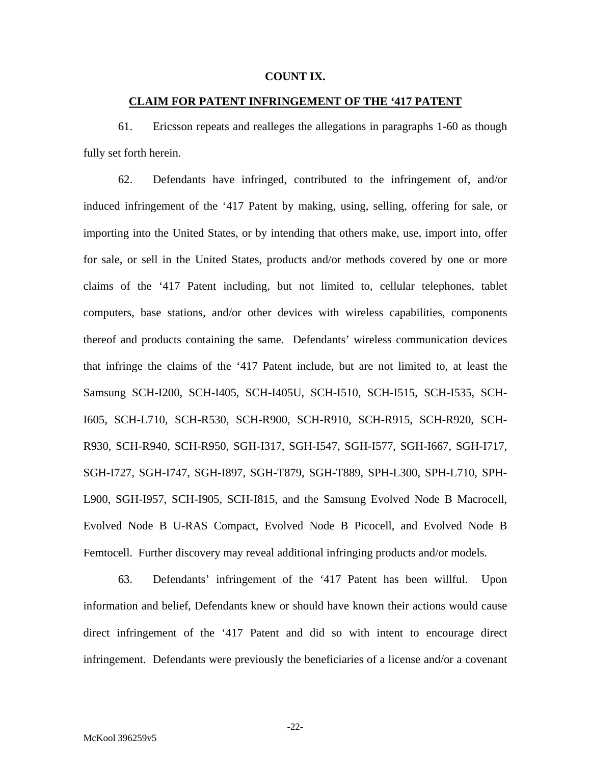**COUNT IX.**

**CLAIM FOR PATENT INFRINGEMENT OF THE '417 PATENT**

61. Ericsson repeats and realleges the allegations in paragraphs 1-60 as though fully set forth herein.

62. Defendants have infringed, contributed to the infringement of, and/or induced infringement of the '417 Patent by making, using, selling, offering for sale, or importing into the United States, or by intending that others make, use, import into, offer for sale, or sell in the United States, products and/or methods covered by one or more claims of the '417 Patent including, but not limited to, cellular telephones, tablet computers, base stations, and/or other devices with wireless capabilities, components thereof and products containing the same. Defendants' wireless communication devices that infringe the claims of the '417 Patent include, but are not limited to, at least the Samsung SCH-I200, SCH-I405, SCH-I405U, SCH-I510, SCH-I515, SCH-I535, SCH-I605, SCH-L710, SCH-R530, SCH-R900, SCH-R910, SCH-R915, SCH-R920, SCH-R930, SCH-R940, SCH-R950, SGH-I317, SGH-I547, SGH-I577, SGH-I667, SGH-I717, SGH-I727, SGH-I747, SGH-I897, SGH-T879, SGH-T889, SPH-L300, SPH-L710, SPH-L900, SGH-I957, SCH-I905, SCH-I815, and the Samsung Evolved Node B Macrocell, Evolved Node B U-RAS Compact, Evolved Node B Picocell, and Evolved Node B Femtocell. Further discovery may reveal additional infringing products and/or models.

63. Defendants' infringement of the '417 Patent has been willful. Upon information and belief, Defendants knew or should have known their actions would cause direct infringement of the '417 Patent and did so with intent to encourage direct infringement. Defendants were previously the beneficiaries of a license and/or a covenant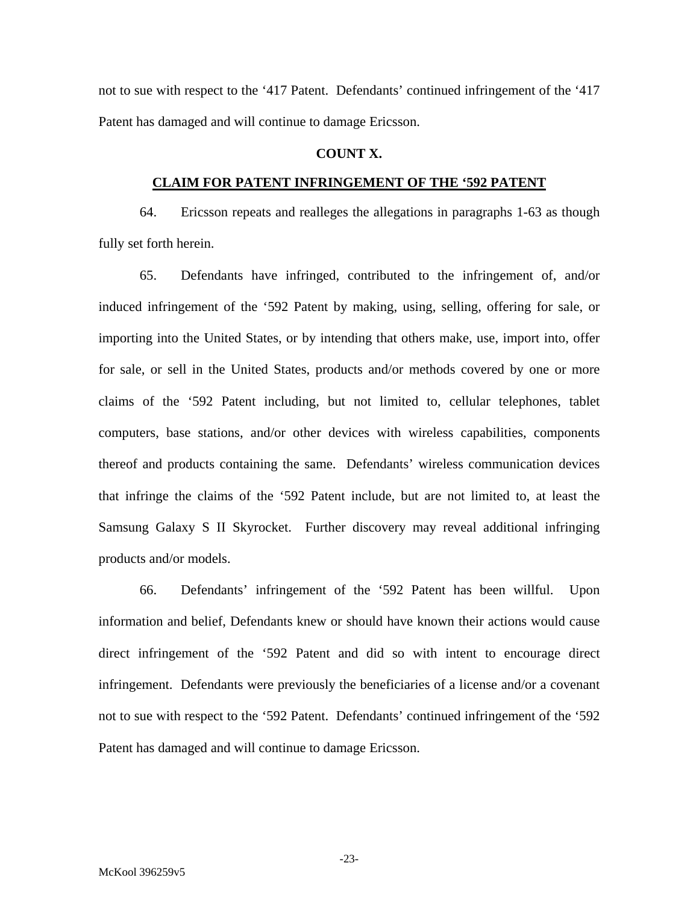not to sue with respect to the ‘417 Patent. Defendants’ continued infringement of the ‘417 Patent has damaged and will continue to damage Ericsson.

**COUNT X.**

**CLAIM FOR PATENT INFRINGEMENT OF THE ‘592 PATENT**

64. Ericsson repeats and realleges the allegations in paragraphs 1-63 as though fully set forth herein.

65. Defendants have infringed, contributed to the infringement of, and/or induced infringement of the ‘592 Patent by making, using, selling, offering for sale, or importing into the United States, or by intending that others make, use, import into, offer for sale, or sell in the United States, products and/or methods covered by one or more claims of the ‘592 Patent including, but not limited to, cellular telephones, tablet computers, base stations, and/or other devices with wireless capabilities, components thereof and products containing the same. Defendants’ wireless communication devices that infringe the claims of the ‘592 Patent include, but are not limited to, at least the Samsung Galaxy S II Skyrocket. Further discovery may reveal additional infringing products and/or models.

66. Defendants’ infringement of the ‘592 Patent has been willful. Upon information and belief, Defendants knew or should have known their actions would cause direct infringement of the ‘592 Patent and did so with intent to encourage direct infringement. Defendants were previously the beneficiaries of a license and/or a covenant not to sue with respect to the ‘592 Patent. Defendants’ continued infringement of the ‘592 Patent has damaged and will continue to damage Ericsson.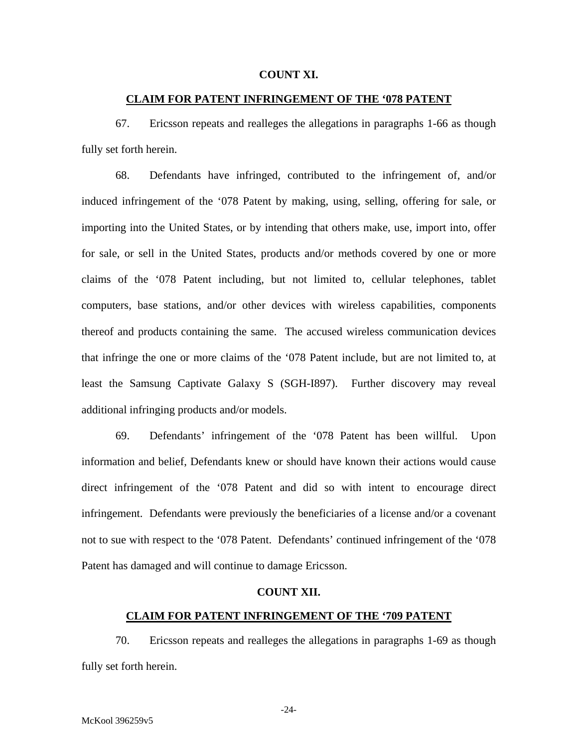**COUNT XI.**

**CLAIM FOR PATENT INFRINGEMENT OF THE '078 PATENT**

67. Ericsson repeats and realleges the allegations in paragraphs 1-66 as though fully set forth herein.

68. Defendants have infringed, contributed to the infringement of, and/or induced infringement of the '078 Patent by making, using, selling, offering for sale, or importing into the United States, or by intending that others make, use, import into, offer for sale, or sell in the United States, products and/or methods covered by one or more claims of the '078 Patent including, but not limited to, cellular telephones, tablet computers, base stations, and/or other devices with wireless capabilities, components thereof and products containing the same. The accused wireless communication devices that infringe the one or more claims of the '078 Patent include, but are not limited to, at least the Samsung Captivate Galaxy S (SGH-I897). Further discovery may reveal additional infringing products and/or models.

69. Defendants' infringement of the '078 Patent has been willful. Upon information and belief, Defendants knew or should have known their actions would cause direct infringement of the '078 Patent and did so with intent to encourage direct infringement. Defendants were previously the beneficiaries of a license and/or a covenant not to sue with respect to the '078 Patent. Defendants' continued infringement of the '078 Patent has damaged and will continue to damage Ericsson.

**COUNT XII.**

**CLAIM FOR PATENT INFRINGEMENT OF THE '709 PATENT**

70. Ericsson repeats and realleges the allegations in paragraphs 1-69 as though fully set forth herein.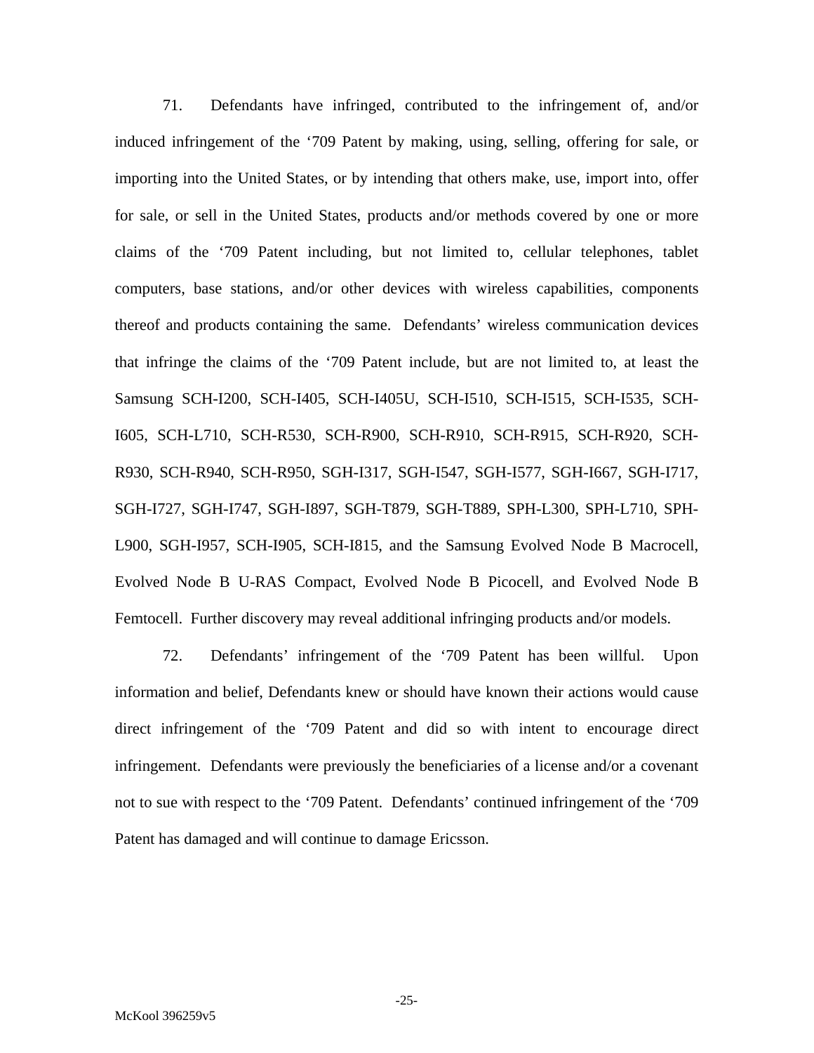71. Defendants have infringed, contributed to the infringement of, and/or induced infringement of the ‘709 Patent by making, using, selling, offering for sale, or importing into the United States, or by intending that others make, use, import into, offer for sale, or sell in the United States, products and/or methods covered by one or more claims of the ‘709 Patent including, but not limited to, cellular telephones, tablet computers, base stations, and/or other devices with wireless capabilities, components thereof and products containing the same. Defendants’ wireless communication devices that infringe the claims of the ‘709 Patent include, but are not limited to, at least the Samsung SCH-I200, SCH-I405, SCH-I405U, SCH-I510, SCH-I515, SCH-I535, SCH-I605, SCH-L710, SCH-R530, SCH-R900, SCH-R910, SCH-R915, SCH-R920, SCH-R930, SCH-R940, SCH-R950, SGH-I317, SGH-I547, SGH-I577, SGH-I667, SGH-I717, SGH-I727, SGH-I747, SGH-I897, SGH-T879, SGH-T889, SPH-L300, SPH-L710, SPH-L900, SGH-I957, SCH-I905, SCH-I815, and the Samsung Evolved Node B Macrocell, Evolved Node B U-RAS Compact, Evolved Node B Picocell, and Evolved Node B Femtocell. Further discovery may reveal additional infringing products and/or models.

72. Defendants’ infringement of the ‘709 Patent has been willful. Upon information and belief, Defendants knew or should have known their actions would cause direct infringement of the ‘709 Patent and did so with intent to encourage direct infringement. Defendants were previously the beneficiaries of a license and/or a covenant not to sue with respect to the ‘709 Patent. Defendants’ continued infringement of the ‘709 Patent has damaged and will continue to damage Ericsson.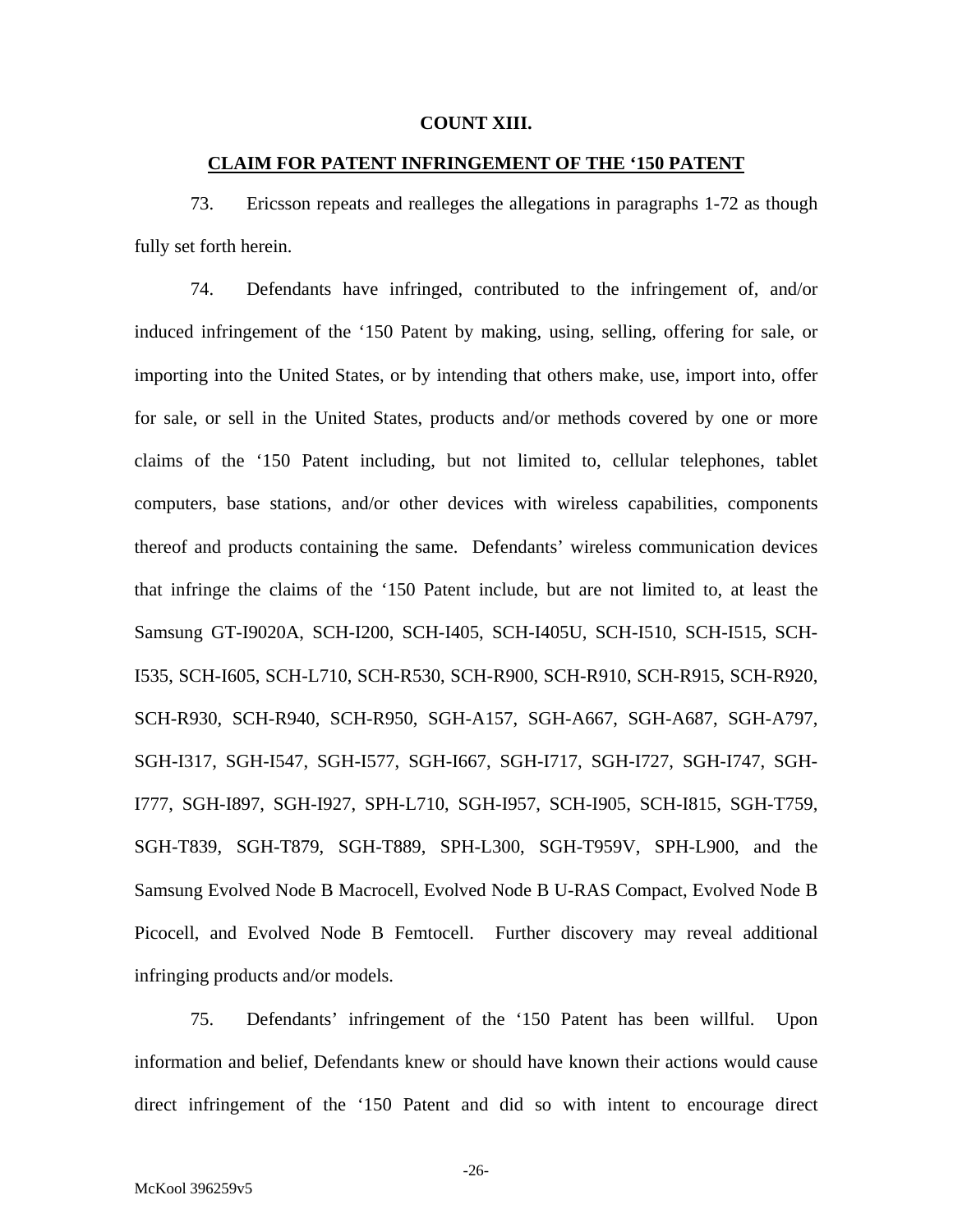**COUNT XIII.**

**CLAIM FOR PATENT INFRINGEMENT OF THE '150 PATENT**

73. Ericsson repeats and realleges the allegations in paragraphs 1-72 as though fully set forth herein.

74. Defendants have infringed, contributed to the infringement of, and/or induced infringement of the '150 Patent by making, using, selling, offering for sale, or importing into the United States, or by intending that others make, use, import into, offer for sale, or sell in the United States, products and/or methods covered by one or more claims of the '150 Patent including, but not limited to, cellular telephones, tablet computers, base stations, and/or other devices with wireless capabilities, components thereof and products containing the same. Defendants' wireless communication devices that infringe the claims of the '150 Patent include, but are not limited to, at least the Samsung GT-I9020A, SCH-I200, SCH-I405, SCH-I405U, SCH-I510, SCH-I515, SCH-I535, SCH-I605, SCH-L710, SCH-R530, SCH-R900, SCH-R910, SCH-R915, SCH-R920, SCH-R930, SCH-R940, SCH-R950, SGH-A157, SGH-A667, SGH-A687, SGH-A797, SGH-I317, SGH-I547, SGH-I577, SGH-I667, SGH-I717, SGH-I727, SGH-I747, SGH-I777, SGH-I897, SGH-I927, SPH-L710, SGH-I957, SCH-I905, SCH-I815, SGH-T759, SGH-T839, SGH-T879, SGH-T889, SPH-L300, SGH-T959V, SPH-L900, and the Samsung Evolved Node B Macrocell, Evolved Node B U-RAS Compact, Evolved Node B Picocell, and Evolved Node B Femtocell. Further discovery may reveal additional infringing products and/or models.

75. Defendants' infringement of the '150 Patent has been willful. Upon information and belief, Defendants knew or should have known their actions would cause direct infringement of the '150 Patent and did so with intent to encourage direct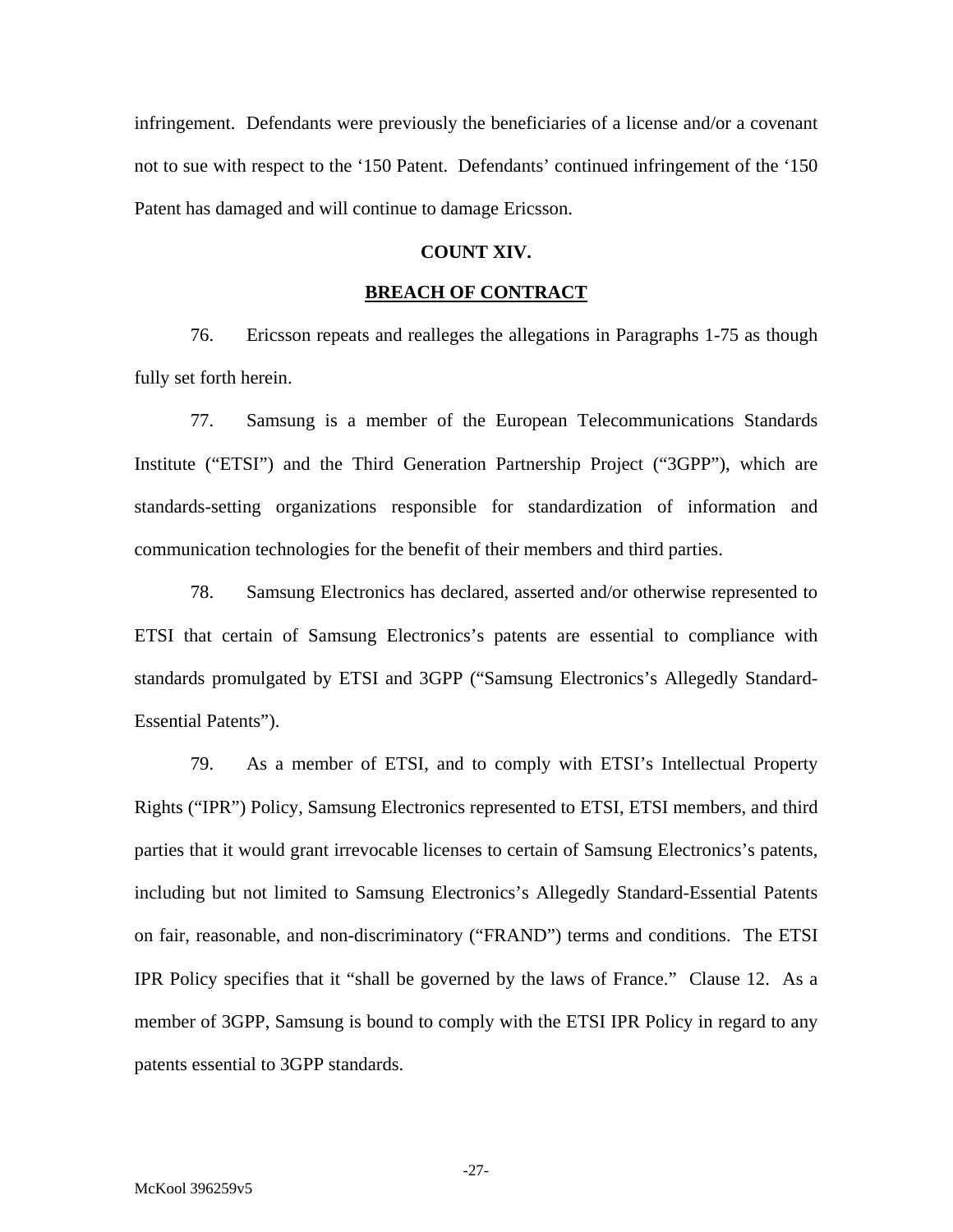infringement. Defendants were previously the beneficiaries of a license and/or a covenant not to sue with respect to the '150 Patent. Defendants' continued infringement of the '150 Patent has damaged and will continue to damage Ericsson.

## COUNT XIV.

## BREACH OF CONTRACT

76. Ericsson repeats and realleges the allegations in Paragraphs 1-75 as though fully set forth herein.

77. Samsung is a member of the European Telecommunications Standards Institute ("ETSI") and the Third Generation Partnership Project ("3GPP"), which are standards-setting organizations responsible for standardization of information and communication technologies for the benefit of their members and third parties.

78. Samsung Electronics has declared, asserted and/or otherwise represented to ETSI that certain of Samsung Electronics's patents are essential to compliance with standards promulgated by ETSI and 3GPP ("Samsung Electronics's Allegedly Standard-Essential Patents").

79. As a member of ETSI, and to comply with ETSI's Intellectual Property Rights ("IPR") Policy, Samsung Electronics represented to ETSI, ETSI members, and third parties that it would grant irrevocable licenses to certain of Samsung Electronics's patents, including but not limited to Samsung Electronics's Allegedly Standard-Essential Patents on fair, reasonable, and non-discriminatory ("FRAND") terms and conditions. The ETSI IPR Policy specifies that it "shall be governed by the laws of France." Clause 12. As a member of 3GPP, Samsung is bound to comply with the ETSI IPR Policy in regard to any patents essential to 3GPP standards.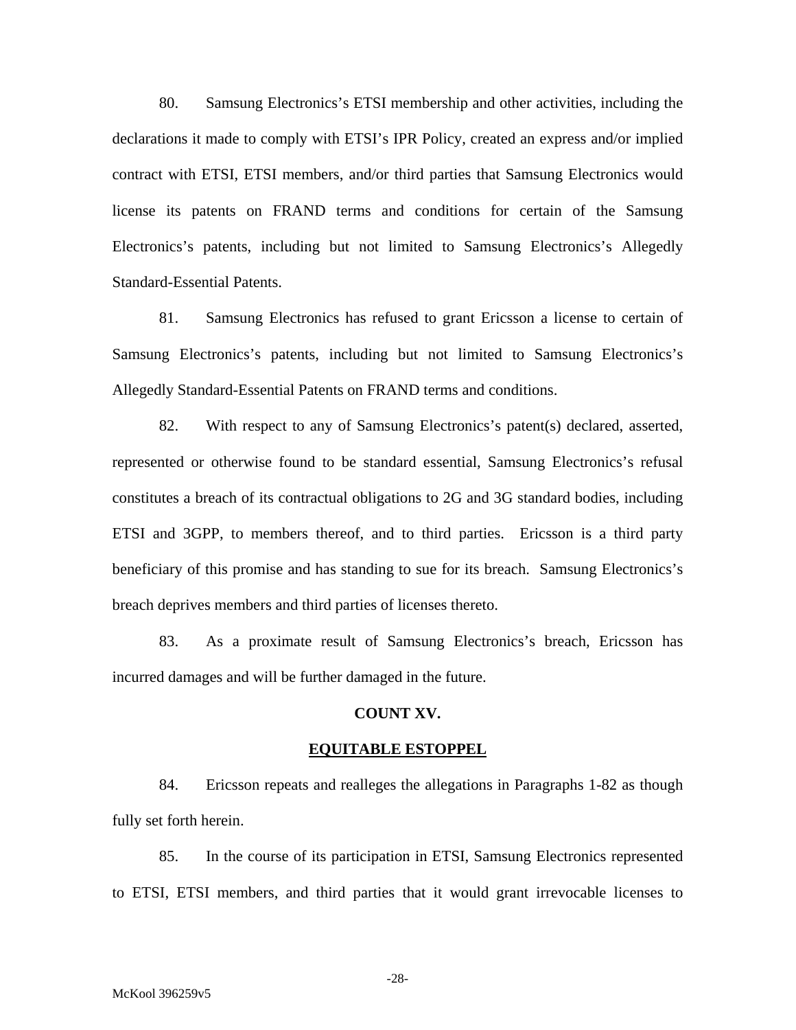80. Samsung Electronics's ETSI membership and other activities, including the declarations it made to comply with ETSI's IPR Policy, created an express and/or implied contract with ETSI, ETSI members, and/or third parties that Samsung Electronics would license its patents on FRAND terms and conditions for certain of the Samsung Electronics's patents, including but not limited to Samsung Electronics's Allegedly Standard-Essential Patents.

81. Samsung Electronics has refused to grant Ericsson a license to certain of Samsung Electronics's patents, including but not limited to Samsung Electronics's Allegedly Standard-Essential Patents on FRAND terms and conditions.

82. With respect to any of Samsung Electronics's patent(s) declared, asserted, represented or otherwise found to be standard essential, Samsung Electronics's refusal constitutes a breach of its contractual obligations to 2G and 3G standard bodies, including ETSI and 3GPP, to members thereof, and to third parties. Ericsson is a third party beneficiary of this promise and has standing to sue for its breach. Samsung Electronics's breach deprives members and third parties of licenses thereto.

83. As a proximate result of Samsung Electronics's breach, Ericsson has incurred damages and will be further damaged in the future.

## COUNT XV.

## EQUITABLE ESTOPPEL

84. Ericsson repeats and realleges the allegations in Paragraphs 1-82 as though fully set forth herein.

85. In the course of its participation in ETSI, Samsung Electronics represented to ETSI, ETSI members, and third parties that it would grant irrevocable licenses to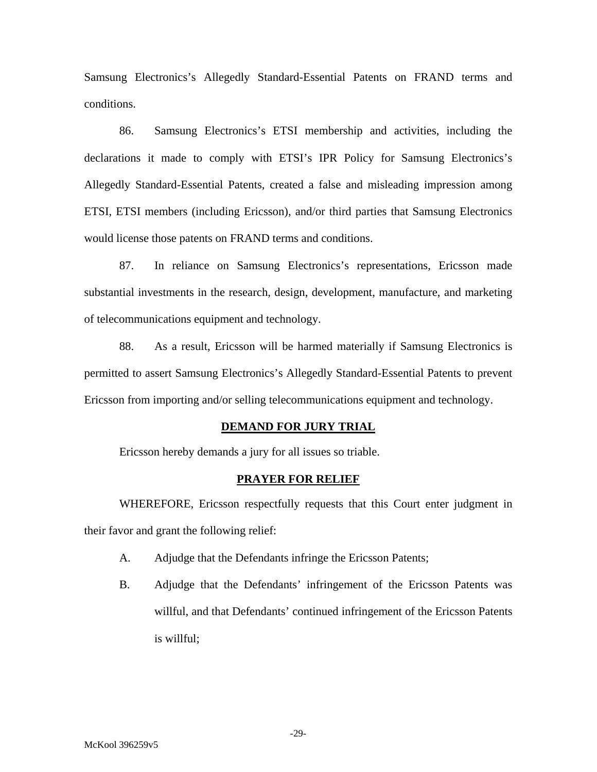Samsung Electronics's Allegedly Standard-Essential Patents on FRAND terms and conditions.

86. Samsung Electronics's ETSI membership and activities, including the declarations it made to comply with ETSI's IPR Policy for Samsung Electronics's Allegedly Standard-Essential Patents, created a false and misleading impression among ETSI, ETSI members (including Ericsson), and/or third parties that Samsung Electronics would license those patents on FRAND terms and conditions.

87. In reliance on Samsung Electronics's representations, Ericsson made substantial investments in the research, design, development, manufacture, and marketing of telecommunications equipment and technology.

88. As a result, Ericsson will be harmed materially if Samsung Electronics is permitted to assert Samsung Electronics's Allegedly Standard-Essential Patents to prevent Ericsson from importing and/or selling telecommunications equipment and technology.

## DEMAND FOR JURY TRIAL

Ericsson hereby demands a jury for all issues so triable.

## PRAYER FOR RELIEF

WHEREFORE, Ericsson respectfully requests that this Court enter judgment in their favor and grant the following relief:

A. Adjudge that the Defendants infringe the Ericsson Patents;

B. Adjudge that the Defendants' infringement of the Ericsson Patents was willful, and that Defendants' continued infringement of the Ericsson Patents is willful;

McKool 396259v5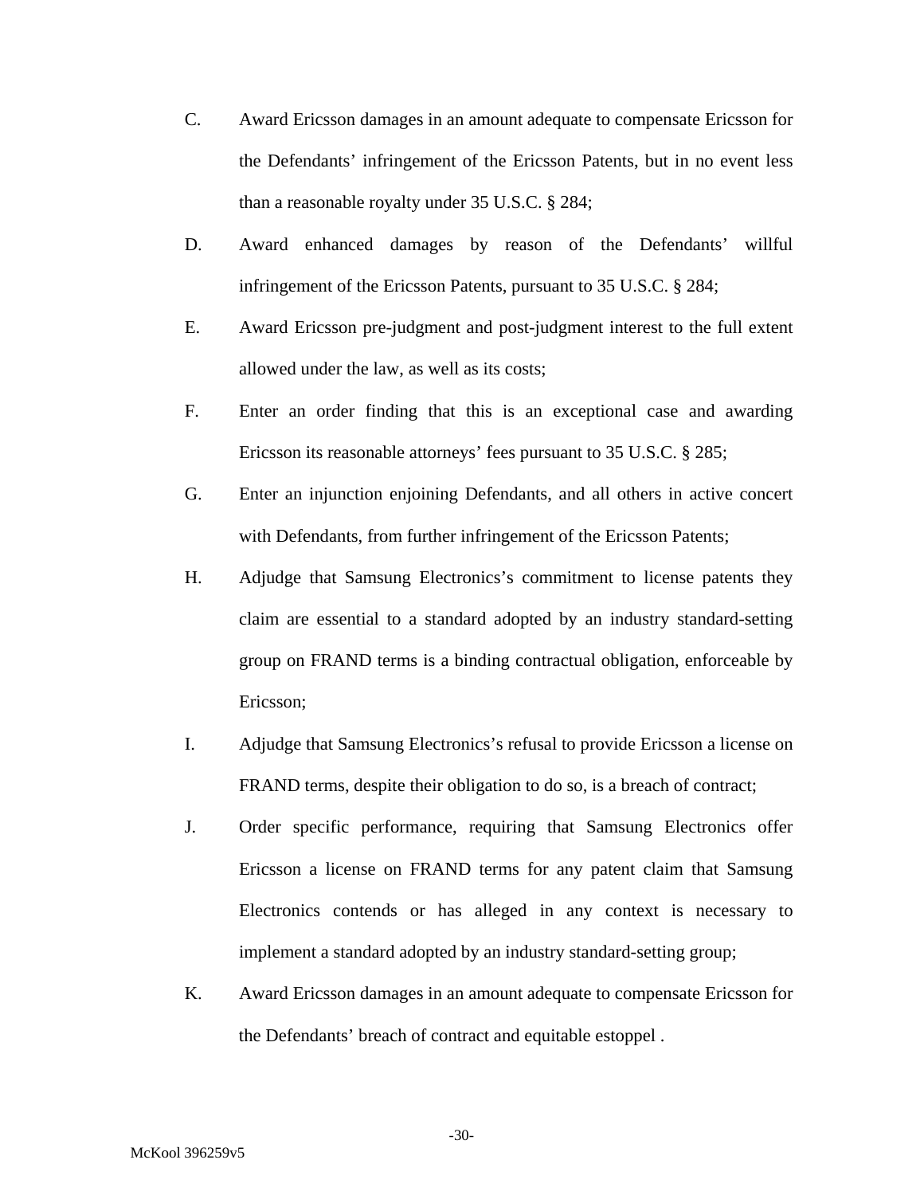C. Award Ericsson damages in an amount adequate to compensate Ericsson for the Defendants' infringement of the Ericsson Patents, but in no event less than a reasonable royalty under 35 U.S.C. § 284;

D. Award enhanced damages by reason of the Defendants' willful infringement of the Ericsson Patents, pursuant to 35 U.S.C. § 284;

E. Award Ericsson pre-judgment and post-judgment interest to the full extent allowed under the law, as well as its costs;

F. Enter an order finding that this is an exceptional case and awarding Ericsson its reasonable attorneys' fees pursuant to 35 U.S.C. § 285;

G. Enter an injunction enjoining Defendants, and all others in active concert with Defendants, from further infringement of the Ericsson Patents;

H. Adjudge that Samsung Electronics's commitment to license patents they claim are essential to a standard adopted by an industry standard-setting group on FRAND terms is a binding contractual obligation, enforceable by Ericsson;

I. Adjudge that Samsung Electronics's refusal to provide Ericsson a license on FRAND terms, despite their obligation to do so, is a breach of contract;

J. Order specific performance, requiring that Samsung Electronics offer Ericsson a license on FRAND terms for any patent claim that Samsung Electronics contends or has alleged in any context is necessary to implement a standard adopted by an industry standard-setting group;

K. Award Ericsson damages in an amount adequate to compensate Ericsson for the Defendants' breach of contract and equitable estoppel .

McKool 396259v5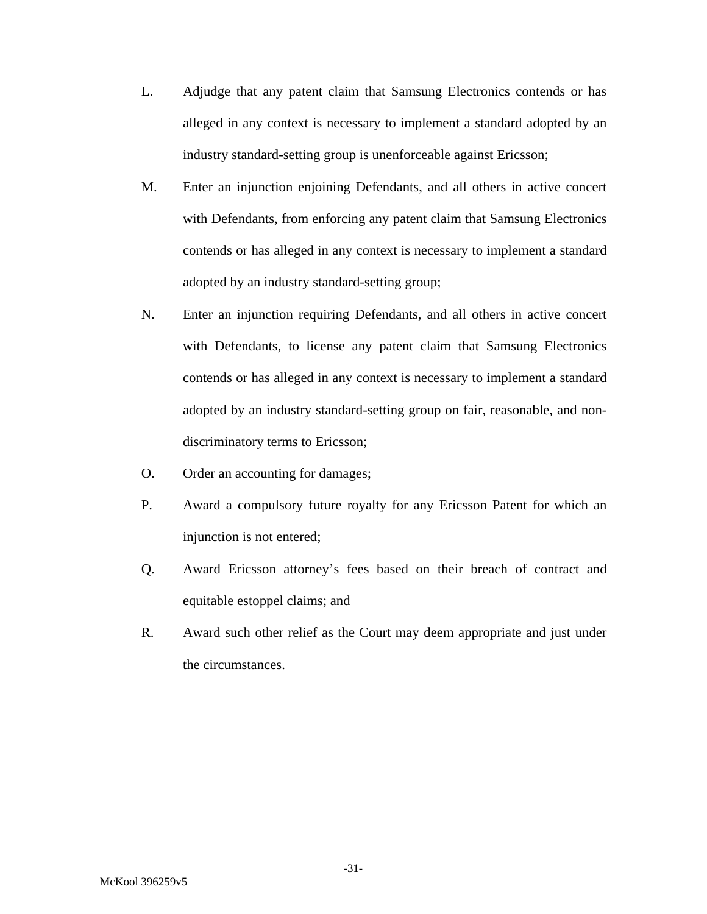L. Adjudge that any patent claim that Samsung Electronics contends or has alleged in any context is necessary to implement a standard adopted by an industry standard-setting group is unenforceable against Ericsson;

M. Enter an injunction enjoining Defendants, and all others in active concert with Defendants, from enforcing any patent claim that Samsung Electronics contends or has alleged in any context is necessary to implement a standard adopted by an industry standard-setting group;

N. Enter an injunction requiring Defendants, and all others in active concert with Defendants, to license any patent claim that Samsung Electronics contends or has alleged in any context is necessary to implement a standard adopted by an industry standard-setting group on fair, reasonable, and non-discriminatory terms to Ericsson;

O. Order an accounting for damages;

P. Award a compulsory future royalty for any Ericsson Patent for which an injunction is not entered;

Q. Award Ericsson attorney's fees based on their breach of contract and equitable estoppel claims; and

R. Award such other relief as the Court may deem appropriate and just under the circumstances.

McKool 396259v5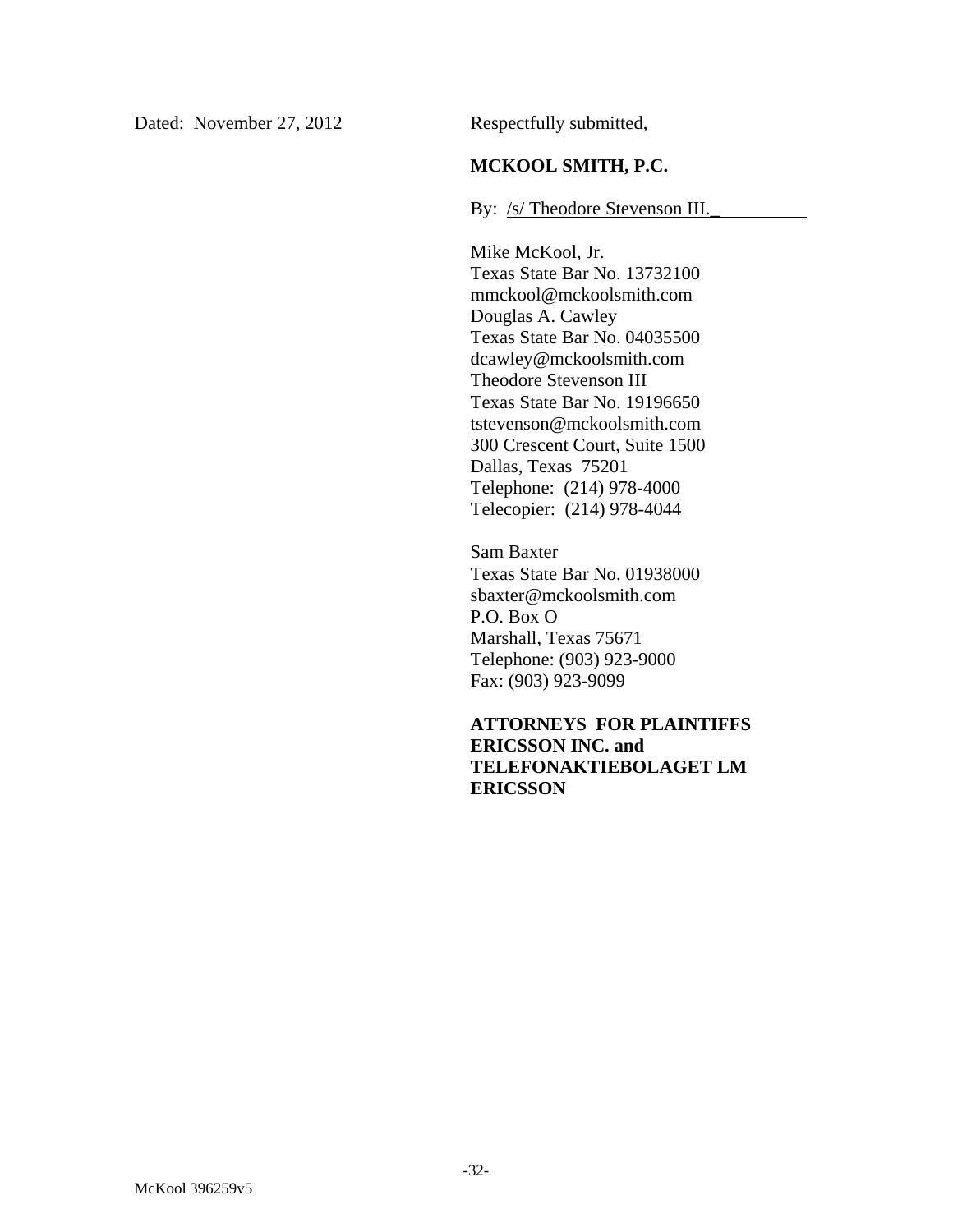Dated: November 27, 2012

Respectfully submitted,

**MCKOOL SMITH, P.C.**

By: /s/ Theodore Stevenson III.\_

Mike McKool, Jr.
Texas State Bar No. 13732100
mmckool@mckoolsmith.com
Douglas A. Cawley
Texas State Bar No. 04035500
dcawley@mckoolsmith.com
Theodore Stevenson III
Texas State Bar No. 19196650
tstevenson@mckoolsmith.com
300 Crescent Court, Suite 1500
Dallas, Texas 75201
Telephone: (214) 978-4000
Telecopier: (214) 978-4044

Sam Baxter
Texas State Bar No. 01938000
sbaxter@mckoolsmith.com
P.O. Box O
Marshall, Texas 75671
Telephone: (903) 923-9000
Fax: (903) 923-9099

**ATTORNEYS FOR PLAINTIFFS ERICSSON INC. and TELEFONAKTIEBOLAGET LM ERICSSON**

McKool 396259v5